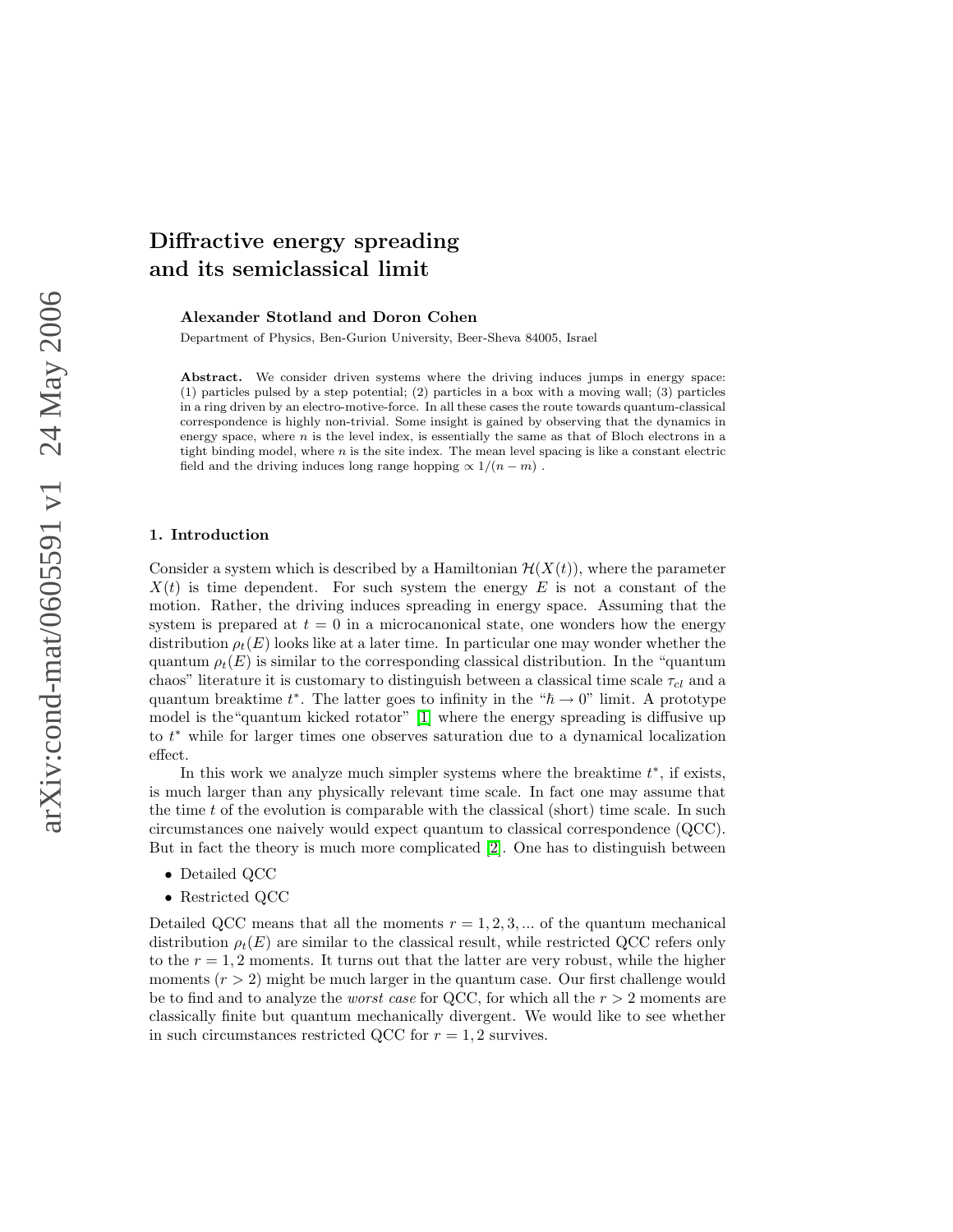# Diffractive energy spreading and its semiclassical limit

**Alexander Stotland and Doron Cohen**

Department of Physics, Ben-Gurion University, Beer-Sheva 84005, Israel

**Abstract.** We consider driven systems where the driving induces jumps in energy space: (1) particles pulsed by a step potential; (2) particles in a box with a moving wall; (3) particles in a ring driven by an electro-motive-force. In all these cases the route towards quantum-classical correspondence is highly non-trivial. Some insight is gained by observing that the dynamics in energy space, where $n$ is the level index, is essentially the same as that of Bloch electrons in a tight binding model, where $n$ is the site index. The mean level spacing is like a constant electric field and the driving induces long range hopping $\propto 1/(n-m)$ .

## 1. Introduction

Consider a system which is described by a Hamiltonian $\mathcal{H}(X(t))$, where the parameter $X(t)$ is time dependent. For such system the energy $E$ is not a constant of the motion. Rather, the driving induces spreading in energy space. Assuming that the system is prepared at $t = 0$ in a microcanonical state, one wonders how the energy distribution $\rho_t(E)$ looks like at a later time. In particular one may wonder whether the quantum $\rho_t(E)$ is similar to the corresponding classical distribution. In the "quantum chaos" literature it is customary to distinguish between a classical time scale $\tau_{cl}$ and a quantum breaktime $t^*$. The latter goes to infinity in the "$\hbar \to 0$" limit. A prototype model is the"quantum kicked rotator" [1] where the energy spreading is diffusive up to $t^*$ while for larger times one observes saturation due to a dynamical localization effect.

In this work we analyze much simpler systems where the breaktime $t^*$, if exists, is much larger than any physically relevant time scale. In fact one may assume that the time $t$ of the evolution is comparable with the classical (short) time scale. In such circumstances one naively would expect quantum to classical correspondence (QCC). But in fact the theory is much more complicated [2]. One has to distinguish between

- Detailed QCC
- Restricted QCC

Detailed QCC means that all the moments $r = 1, 2, 3, ...$ of the quantum mechanical distribution $\rho_t(E)$ are similar to the classical result, while restricted QCC refers only to the $r = 1, 2$ moments. It turns out that the latter are very robust, while the higher moments ($r > 2$) might be much larger in the quantum case. Our first challenge would be to find and to analyze the *worst case* for QCC, for which all the $r > 2$ moments are classically finite but quantum mechanically divergent. We would like to see whether in such circumstances restricted QCC for $r = 1, 2$ survives.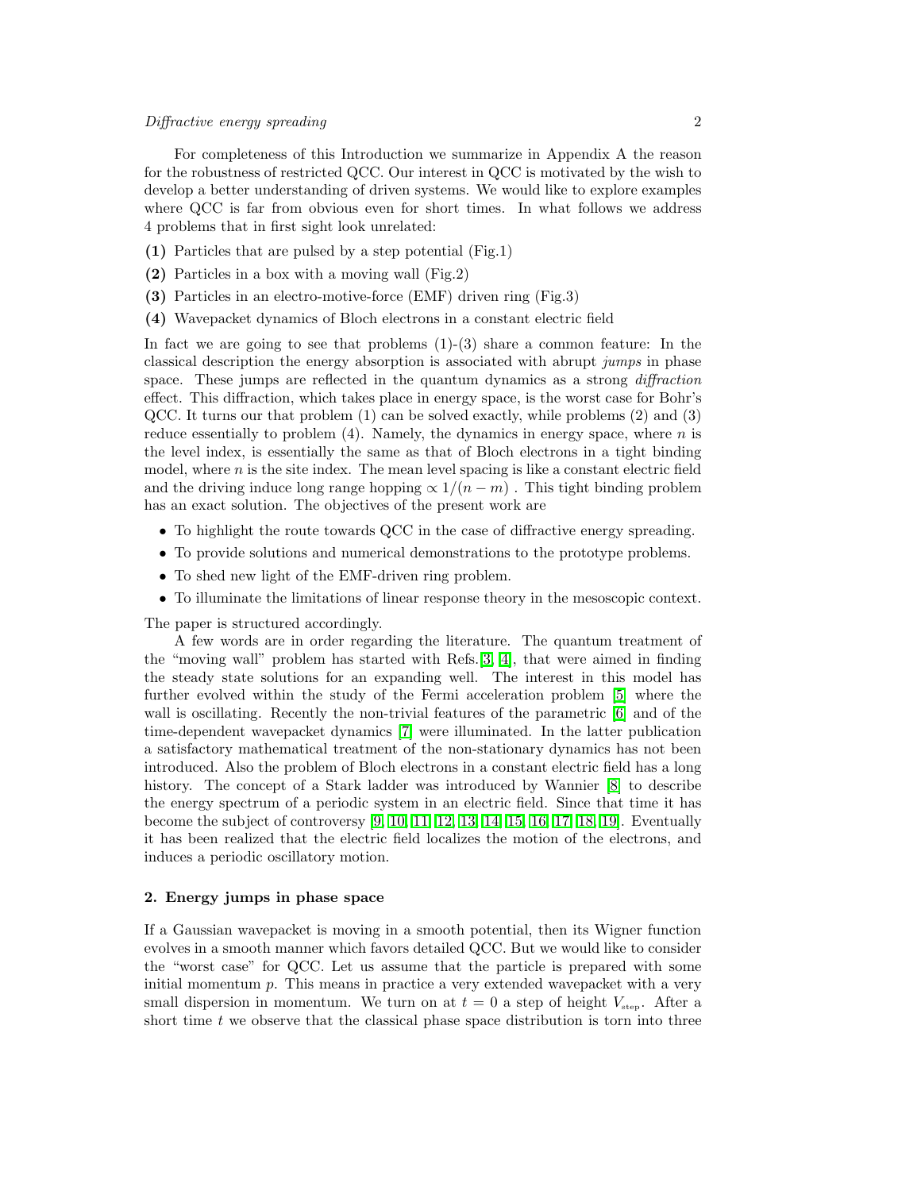For completeness of this Introduction we summarize in Appendix A the reason for the robustness of restricted QCC. Our interest in QCC is motivated by the wish to develop a better understanding of driven systems. We would like to explore examples where QCC is far from obvious even for short times. In what follows we address 4 problems that in first sight look unrelated:

**(1)** Particles that are pulsed by a step potential (Fig.1)

**(2)** Particles in a box with a moving wall (Fig.2)

**(3)** Particles in an electro-motive-force (EMF) driven ring (Fig.3)

**(4)** Wavepacket dynamics of Bloch electrons in a constant electric field

In fact we are going to see that problems (1)-(3) share a common feature: In the classical description the energy absorption is associated with abrupt *jumps* in phase space. These jumps are reflected in the quantum dynamics as a strong *diffraction* effect. This diffraction, which takes place in energy space, is the worst case for Bohr's QCC. It turns our that problem (1) can be solved exactly, while problems (2) and (3) reduce essentially to problem (4). Namely, the dynamics in energy space, where $n$ is the level index, is essentially the same as that of Bloch electrons in a tight binding model, where $n$ is the site index. The mean level spacing is like a constant electric field and the driving induce long range hopping $\propto 1/(n-m)$ . This tight binding problem has an exact solution. The objectives of the present work are

- To highlight the route towards QCC in the case of diffractive energy spreading.
- To provide solutions and numerical demonstrations to the prototype problems.
- To shed new light of the EMF-driven ring problem.
- To illuminate the limitations of linear response theory in the mesoscopic context.

The paper is structured accordingly.

A few words are in order regarding the literature. The quantum treatment of the "moving wall" problem has started with Refs.[3, 4], that were aimed in finding the steady state solutions for an expanding well. The interest in this model has further evolved within the study of the Fermi acceleration problem [5] where the wall is oscillating. Recently the non-trivial features of the parametric [6] and of the time-dependent wavepacket dynamics [7] were illuminated. In the latter publication a satisfactory mathematical treatment of the non-stationary dynamics has not been introduced. Also the problem of Bloch electrons in a constant electric field has a long history. The concept of a Stark ladder was introduced by Wannier [8] to describe the energy spectrum of a periodic system in an electric field. Since that time it has become the subject of controversy [9, 10, 11, 12, 13, 14, 15, 16, 17, 18, 19]. Eventually it has been realized that the electric field localizes the motion of the electrons, and induces a periodic oscillatory motion.

## 2. Energy jumps in phase space

If a Gaussian wavepacket is moving in a smooth potential, then its Wigner function evolves in a smooth manner which favors detailed QCC. But we would like to consider the "worst case" for QCC. Let us assume that the particle is prepared with some initial momentum $p$. This means in practice a very extended wavepacket with a very small dispersion in momentum. We turn on at $t=0$ a step of height $V_{\text{step}}$. After a short time $t$ we observe that the classical phase space distribution is torn into three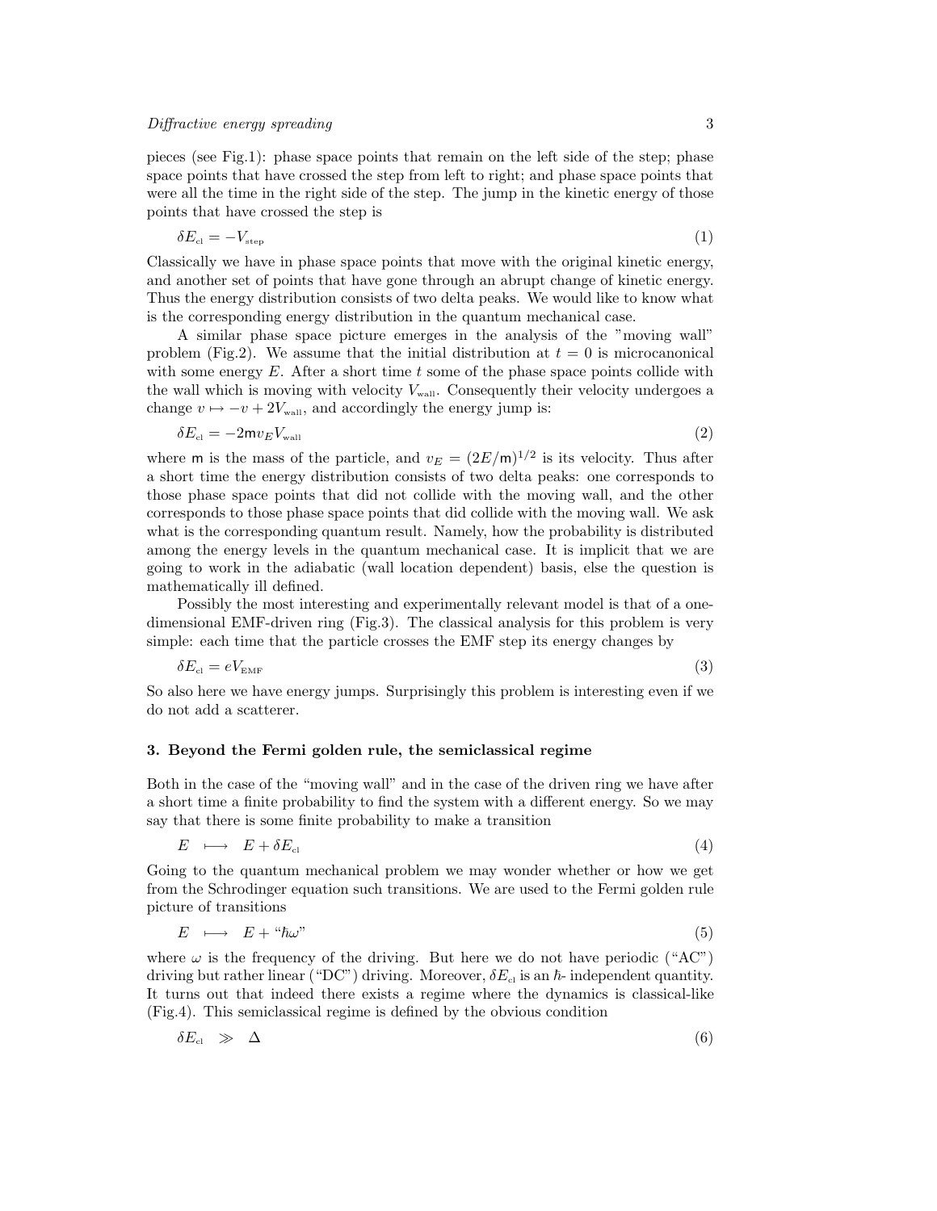pieces (see Fig.1): phase space points that remain on the left side of the step; phase space points that have crossed the step from left to right; and phase space points that were all the time in the right side of the step. The jump in the kinetic energy of those points that have crossed the step is

$$\delta E_{\rm cl} = -V_{\rm step} \tag{1}$$

Classically we have in phase space points that move with the original kinetic energy, and another set of points that have gone through an abrupt change of kinetic energy. Thus the energy distribution consists of two delta peaks. We would like to know what is the corresponding energy distribution in the quantum mechanical case.

A similar phase space picture emerges in the analysis of the "moving wall" problem (Fig.2). We assume that the initial distribution at $t = 0$ is microcanonical with some energy $E$. After a short time $t$ some of the phase space points collide with the wall which is moving with velocity $V_{\rm wall}$. Consequently their velocity undergoes a change $v \mapsto -v + 2V_{\rm wall}$, and accordingly the energy jump is:

$$\delta E_{\rm cl} = -2\mathsf{m} v_E V_{\rm wall} \tag{2}$$

where $\mathsf{m}$ is the mass of the particle, and $v_E = (2E/\mathsf{m})^{1/2}$ is its velocity. Thus after a short time the energy distribution consists of two delta peaks: one corresponds to those phase space points that did not collide with the moving wall, and the other corresponds to those phase space points that did collide with the moving wall. We ask what is the corresponding quantum result. Namely, how the probability is distributed among the energy levels in the quantum mechanical case. It is implicit that we are going to work in the adiabatic (wall location dependent) basis, else the question is mathematically ill defined.

Possibly the most interesting and experimentally relevant model is that of a one-dimensional EMF-driven ring (Fig.3). The classical analysis for this problem is very simple: each time that the particle crosses the EMF step its energy changes by

$$\delta E_{\rm cl} = eV_{\rm EMF} \tag{3}$$

So also here we have energy jumps. Surprisingly this problem is interesting even if we do not add a scatterer.

## 3. Beyond the Fermi golden rule, the semiclassical regime

Both in the case of the "moving wall" and in the case of the driven ring we have after a short time a finite probability to find the system with a different energy. So we may say that there is some finite probability to make a transition

$$E \quad \longmapsto \quad E + \delta E_{\rm cl} \tag{4}$$

Going to the quantum mechanical problem we may wonder whether or how we get from the Schrodinger equation such transitions. We are used to the Fermi golden rule picture of transitions

$$E \quad \longmapsto \quad E + \text{“}\hbar\omega\text{”} \tag{5}$$

where $\omega$ is the frequency of the driving. But here we do not have periodic ("AC") driving but rather linear ("DC") driving. Moreover, $\delta E_{\rm cl}$ is an $\hbar$- independent quantity. It turns out that indeed there exists a regime where the dynamics is classical-like (Fig.4). This semiclassical regime is defined by the obvious condition

$$\delta E_{\rm cl} \quad \gg \quad \Delta \tag{6}$$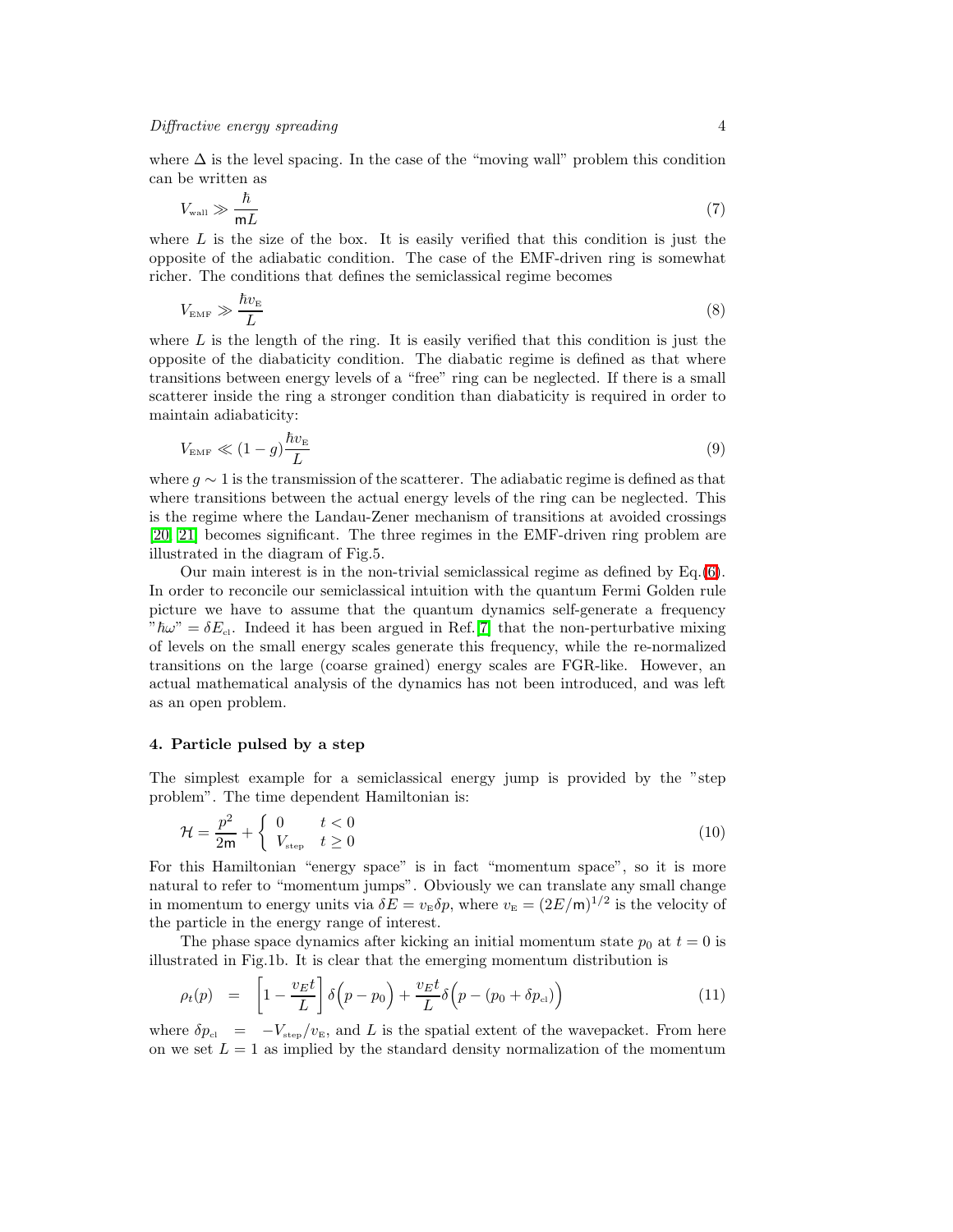where $\Delta$ is the level spacing. In the case of the "moving wall" problem this condition can be written as

$$V_{\text{wall}} \gg \frac{\hbar}{\mathsf{m}L} \tag{7}$$

where $L$ is the size of the box. It is easily verified that this condition is just the opposite of the adiabatic condition. The case of the EMF-driven ring is somewhat richer. The conditions that defines the semiclassical regime becomes

$$V_{\text{EMF}} \gg \frac{\hbar v_{\text{E}}}{L} \tag{8}$$

where $L$ is the length of the ring. It is easily verified that this condition is just the opposite of the diabaticity condition. The diabatic regime is defined as that where transitions between energy levels of a "free" ring can be neglected. If there is a small scatterer inside the ring a stronger condition than diabaticity is required in order to maintain adiabaticity:

$$V_{\text{EMF}} \ll (1-g)\frac{\hbar v_{\text{E}}}{L} \tag{9}$$

where $g \sim 1$ is the transmission of the scatterer. The adiabatic regime is defined as that where transitions between the actual energy levels of the ring can be neglected. This is the regime where the Landau-Zener mechanism of transitions at avoided crossings [20, 21] becomes significant. The three regimes in the EMF-driven ring problem are illustrated in the diagram of Fig.5.

Our main interest is in the non-trivial semiclassical regime as defined by Eq.(6). In order to reconcile our semiclassical intuition with the quantum Fermi Golden rule picture we have to assume that the quantum dynamics self-generate a frequency "$\hbar\omega$" $= \delta E_{\text{cl}}$. Indeed it has been argued in Ref.[7] that the non-perturbative mixing of levels on the small energy scales generate this frequency, while the re-normalized transitions on the large (coarse grained) energy scales are FGR-like. However, an actual mathematical analysis of the dynamics has not been introduced, and was left as an open problem.

### 4. Particle pulsed by a step

The simplest example for a semiclassical energy jump is provided by the "step problem". The time dependent Hamiltonian is:

$$\mathcal{H} = \frac{p^2}{2\mathsf{m}} + \begin{cases} 0 & t<0 \\ V_{\text{step}} & t \geq 0 \end{cases} \tag{10}$$

For this Hamiltonian "energy space" is in fact "momentum space", so it is more natural to refer to "momentum jumps". Obviously we can translate any small change in momentum to energy units via $\delta E = v_{\text{E}}\delta p$, where $v_{\text{E}} = (2E/\mathsf{m})^{1/2}$ is the velocity of the particle in the energy range of interest.

The phase space dynamics after kicking an initial momentum state $p_0$ at $t=0$ is illustrated in Fig.1b. It is clear that the emerging momentum distribution is

$$\rho_t(p) \;\; = \;\; \left[1 - \frac{v_E t}{L}\right]\delta\Big(p - p_0\Big) + \frac{v_E t}{L}\delta\Big(p-(p_0+\delta p_{\text{cl}})\Big) \tag{11}$$

where $\delta p_{\text{cl}} \;=\; -V_{\text{step}}/v_{\text{E}}$, and $L$ is the spatial extent of the wavepacket. From here on we set $L=1$ as implied by the standard density normalization of the momentum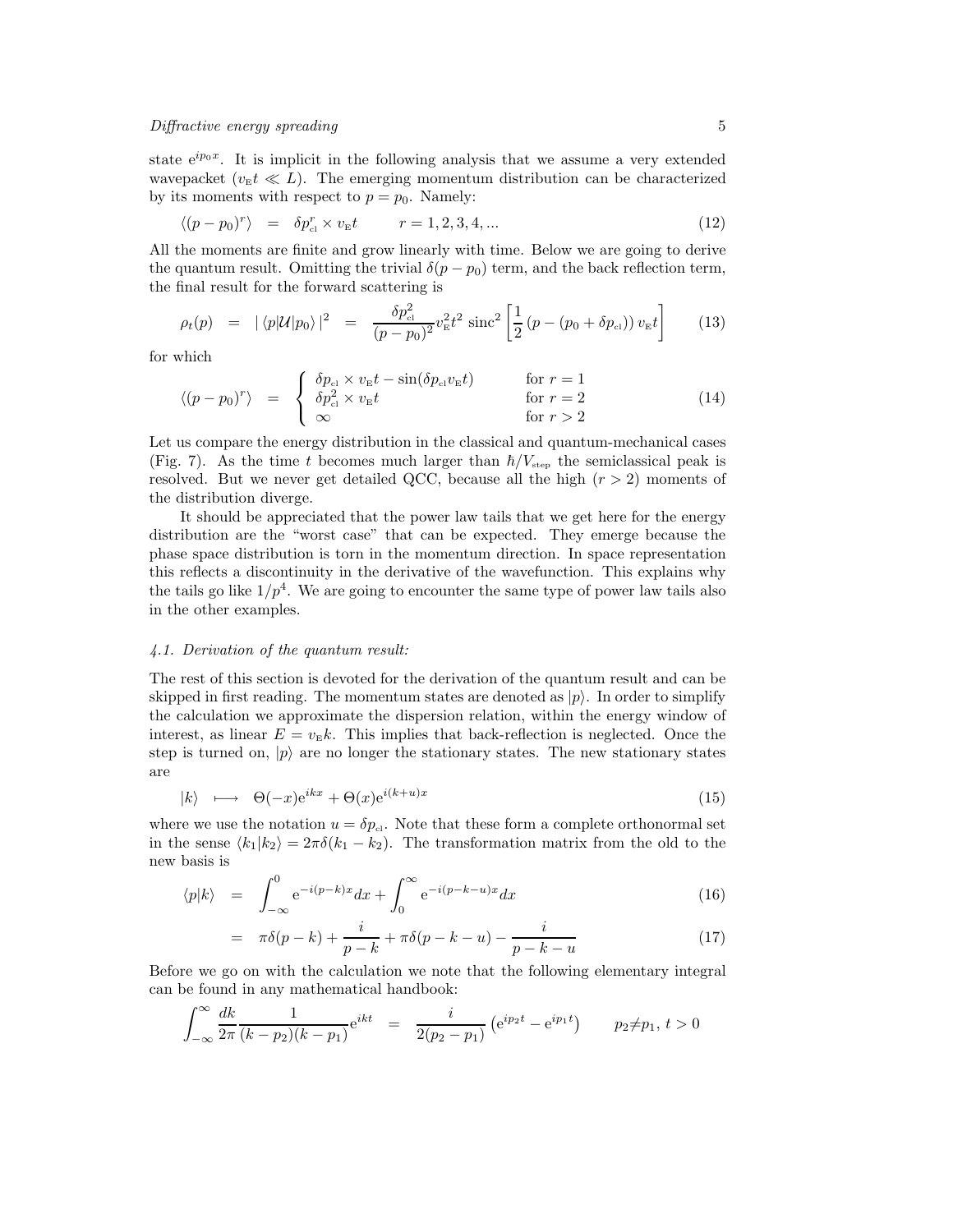state $e^{ip_0 x}$. It is implicit in the following analysis that we assume a very extended wavepacket ($v_E t \ll L$). The emerging momentum distribution can be characterized by its moments with respect to $p = p_0$. Namely:

$$\langle (p - p_0)^r \rangle \;\; = \;\; \delta p_{\rm cl}^r \times v_E t \qquad r = 1, 2, 3, 4, ... \tag{12}$$

All the moments are finite and grow linearly with time. Below we are going to derive the quantum result. Omitting the trivial $\delta(p - p_0)$ term, and the back reflection term, the final result for the forward scattering is

$$\rho_t(p) \;\; = \;\; |\langle p|\mathcal{U}|p_0\rangle|^2 \;\; = \;\; \frac{\delta p_{\rm cl}^2}{(p-p_0)^2} v_E^2 t^2 \, \mathrm{sinc}^2 \left[\frac{1}{2}\left(p - (p_0 + \delta p_{\rm cl})\right) v_E t\right] \tag{13}$$

for which

$$\langle (p - p_0)^r \rangle \;\; = \;\; \begin{cases} \delta p_{\rm cl} \times v_E t - \sin(\delta p_{\rm cl} v_E t) & \text{for } r = 1 \\ \delta p_{\rm cl}^2 \times v_E t & \text{for } r = 2 \\ \infty & \text{for } r > 2 \end{cases} \tag{14}$$

Let us compare the energy distribution in the classical and quantum-mechanical cases (Fig. 7). As the time $t$ becomes much larger than $\hbar/V_{\rm step}$ the semiclassical peak is resolved. But we never get detailed QCC, because all the high ($r > 2$) moments of the distribution diverge.

It should be appreciated that the power law tails that we get here for the energy distribution are the "worst case" that can be expected. They emerge because the phase space distribution is torn in the momentum direction. In space representation this reflects a discontinuity in the derivative of the wavefunction. This explains why the tails go like $1/p^4$. We are going to encounter the same type of power law tails also in the other examples.

### *4.1. Derivation of the quantum result:*

The rest of this section is devoted for the derivation of the quantum result and can be skipped in first reading. The momentum states are denoted as $|p\rangle$. In order to simplify the calculation we approximate the dispersion relation, within the energy window of interest, as linear $E = v_E k$. This implies that back-reflection is neglected. Once the step is turned on, $|p\rangle$ are no longer the stationary states. The new stationary states are

$$|k\rangle \;\; \longmapsto \;\; \Theta(-x) e^{ikx} + \Theta(x) e^{i(k+u)x} \tag{15}$$

where we use the notation $u = \delta p_{\rm cl}$. Note that these form a complete orthonormal set in the sense $\langle k_1|k_2\rangle = 2\pi\delta(k_1 - k_2)$. The transformation matrix from the old to the new basis is

$$\langle p|k\rangle \;\; = \;\; \int_{-\infty}^{0} e^{-i(p-k)x} dx + \int_{0}^{\infty} e^{-i(p-k-u)x} dx \tag{16}$$

$$= \;\; \pi\delta(p-k) + \frac{i}{p-k} + \pi\delta(p-k-u) - \frac{i}{p-k-u} \tag{17}$$

Before we go on with the calculation we note that the following elementary integral can be found in any mathematical handbook:

$$\int_{-\infty}^{\infty} \frac{dk}{2\pi} \frac{1}{(k-p_2)(k-p_1)} e^{ikt} \;\; = \;\; \frac{i}{2(p_2 - p_1)} \left(e^{ip_2 t} - e^{ip_1 t}\right) \qquad p_2 \neq p_1, \; t > 0$$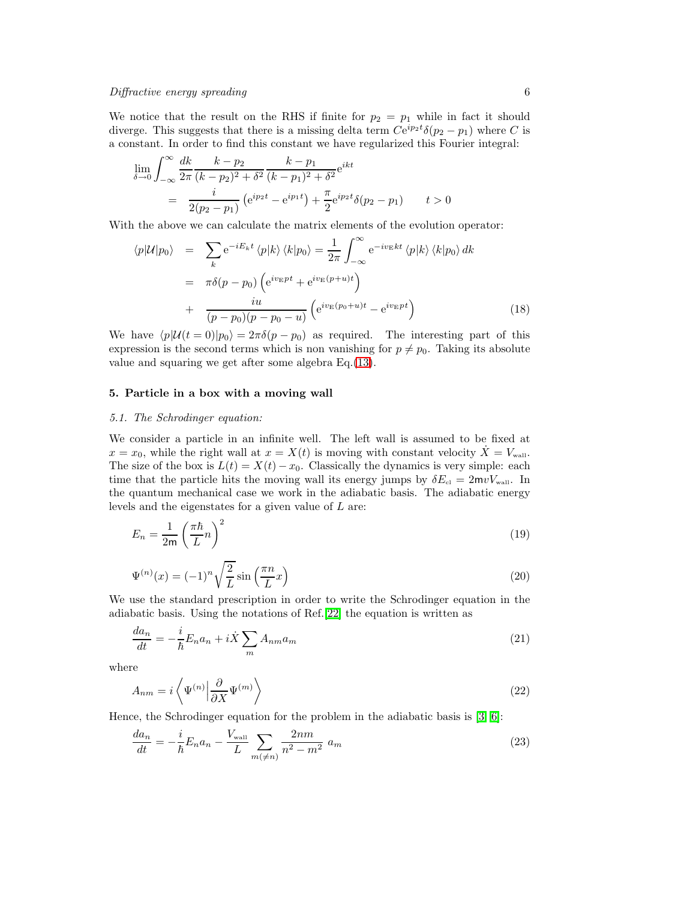We notice that the result on the RHS if finite for $p_2 = p_1$ while in fact it should diverge. This suggests that there is a missing delta term $C e^{ip_2 t}\delta(p_2 - p_1)$ where $C$ is a constant. In order to find this constant we have regularized this Fourier integral:

$$
\begin{aligned}
&\lim_{\delta\to 0}\int_{-\infty}^{\infty}\frac{dk}{2\pi}\frac{k-p_2}{(k-p_2)^2+\delta^2}\frac{k-p_1}{(k-p_1)^2+\delta^2}e^{ikt} \\
&\quad= \frac{i}{2(p_2-p_1)}\left(e^{ip_2 t}-e^{ip_1 t}\right)+\frac{\pi}{2}e^{ip_2 t}\delta(p_2-p_1) \qquad t>0
\end{aligned}
$$

With the above we can calculate the matrix elements of the evolution operator:

$$
\begin{aligned}
\langle p|\mathcal{U}|p_0\rangle &= \sum_k e^{-iE_k t}\langle p|k\rangle\langle k|p_0\rangle = \frac{1}{2\pi}\int_{-\infty}^{\infty} e^{-iv_{\rm E}kt}\langle p|k\rangle\langle k|p_0\rangle\, dk \\
&= \pi\delta(p-p_0)\left(e^{iv_{\rm E}pt}+e^{iv_{\rm E}(p+u)t}\right) \\
&+ \frac{iu}{(p-p_0)(p-p_0-u)}\left(e^{iv_{\rm E}(p_0+u)t}-e^{iv_{\rm E}pt}\right) \qquad (18)
\end{aligned}
$$

We have $\langle p|\mathcal{U}(t=0)|p_0\rangle = 2\pi\delta(p-p_0)$ as required. The interesting part of this expression is the second terms which is non vanishing for $p \neq p_0$. Taking its absolute value and squaring we get after some algebra Eq.(13).

## 5. Particle in a box with a moving wall

### 5.1. The Schrodinger equation:

We consider a particle in an infinite well. The left wall is assumed to be fixed at $x = x_0$, while the right wall at $x = X(t)$ is moving with constant velocity $\dot{X} = V_{\rm wall}$. The size of the box is $L(t) = X(t) - x_0$. Classically the dynamics is very simple: each time that the particle hits the moving wall its energy jumps by $\delta E_{\rm cl} = 2\mathsf{m}vV_{\rm wall}$. In the quantum mechanical case we work in the adiabatic basis. The adiabatic energy levels and the eigenstates for a given value of $L$ are:

$$
E_n = \frac{1}{2\mathsf{m}}\left(\frac{\pi\hbar}{L}n\right)^2 \qquad (19)
$$

$$
\Psi^{(n)}(x) = (-1)^n\sqrt{\frac{2}{L}}\sin\left(\frac{\pi n}{L}x\right) \qquad (20)
$$

We use the standard prescription in order to write the Schrodinger equation in the adiabatic basis. Using the notations of Ref.[22] the equation is written as

$$
\frac{da_n}{dt} = -\frac{i}{\hbar}E_n a_n + i\dot{X}\sum_m A_{nm}a_m \qquad (21)
$$

where

$$
A_{nm} = i\left\langle \Psi^{(n)}\middle|\frac{\partial}{\partial X}\Psi^{(m)}\right\rangle \qquad (22)
$$

Hence, the Schrodinger equation for the problem in the adiabatic basis is [3, 6]:

$$
\frac{da_n}{dt} = -\frac{i}{\hbar}E_n a_n - \frac{V_{\rm wall}}{L}\sum_{m(\neq n)}\frac{2nm}{n^2-m^2}\, a_m \qquad (23)
$$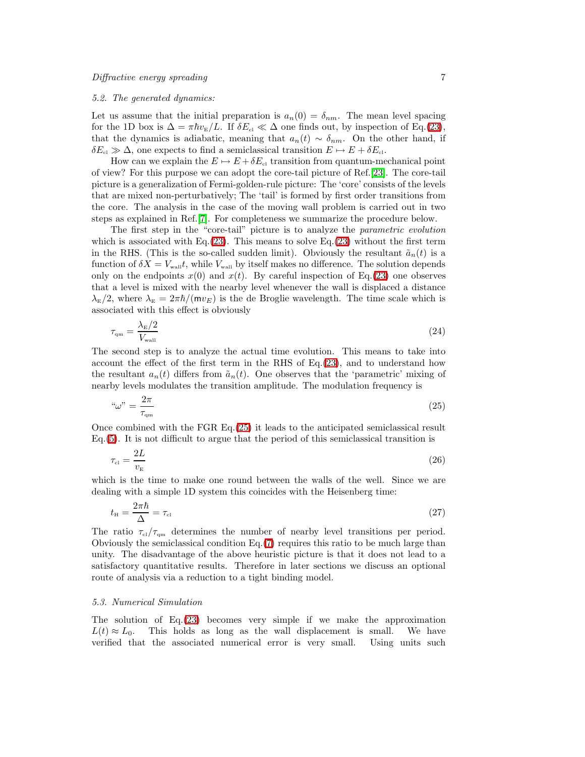### 5.2. The generated dynamics:

Let us assume that the initial preparation is $a_n(0) = \delta_{nm}$. The mean level spacing for the 1D box is $\Delta = \pi\hbar v_{\text{E}}/L$. If $\delta E_{\text{cl}} \ll \Delta$ one finds out, by inspection of Eq.(23), that the dynamics is adiabatic, meaning that $a_n(t) \sim \delta_{nm}$. On the other hand, if $\delta E_{\text{cl}} \gg \Delta$, one expects to find a semiclassical transition $E \mapsto E + \delta E_{\text{cl}}$.

How can we explain the $E \mapsto E + \delta E_{\text{cl}}$ transition from quantum-mechanical point of view? For this purpose we can adopt the core-tail picture of Ref.[23]. The core-tail picture is a generalization of Fermi-golden-rule picture: The 'core' consists of the levels that are mixed non-perturbatively; The 'tail' is formed by first order transitions from the core. The analysis in the case of the moving wall problem is carried out in two steps as explained in Ref.[7]. For completeness we summarize the procedure below.

The first step in the "core-tail" picture is to analyze the *parametric evolution* which is associated with Eq.(23). This means to solve Eq.(23) without the first term in the RHS. (This is the so-called sudden limit). Obviously the resultant $\tilde{a}_n(t)$ is a function of $\delta X = V_{\text{wall}} t$, while $V_{\text{wall}}$ by itself makes no difference. The solution depends only on the endpoints $x(0)$ and $x(t)$. By careful inspection of Eq.(23) one observes that a level is mixed with the nearby level whenever the wall is displaced a distance $\lambda_{\text{E}}/2$, where $\lambda_{\text{E}} = 2\pi\hbar/(\mathsf{m}v_E)$ is the de Broglie wavelength. The time scale which is associated with this effect is obviously

$$\tau_{\text{qm}} = \frac{\lambda_{\text{E}}/2}{V_{\text{wall}}} \tag{24}$$

The second step is to analyze the actual time evolution. This means to take into account the effect of the first term in the RHS of Eq.(23), and to understand how the resultant $a_n(t)$ differs from $\tilde{a}_n(t)$. One observes that the 'parametric' mixing of nearby levels modulates the transition amplitude. The modulation frequency is

$$\text{“}\omega\text{”} = \frac{2\pi}{\tau_{\text{qm}}} \tag{25}$$

Once combined with the FGR Eq.(25) it leads to the anticipated semiclassical result Eq.(5). It is not difficult to argue that the period of this semiclassical transition is

$$\tau_{\text{cl}} = \frac{2L}{v_{\text{E}}} \tag{26}$$

which is the time to make one round between the walls of the well. Since we are dealing with a simple 1D system this coincides with the Heisenberg time:

$$t_{\text{H}} = \frac{2\pi\hbar}{\Delta} = \tau_{\text{cl}} \tag{27}$$

The ratio $\tau_{\text{cl}}/\tau_{\text{qm}}$ determines the number of nearby level transitions per period. Obviously the semiclassical condition Eq.(7) requires this ratio to be much large than unity. The disadvantage of the above heuristic picture is that it does not lead to a satisfactory quantitative results. Therefore in later sections we discuss an optional route of analysis via a reduction to a tight binding model.

### 5.3. Numerical Simulation

The solution of Eq.(23) becomes very simple if we make the approximation $L(t) \approx L_0$. This holds as long as the wall displacement is small. We have verified that the associated numerical error is very small. Using units such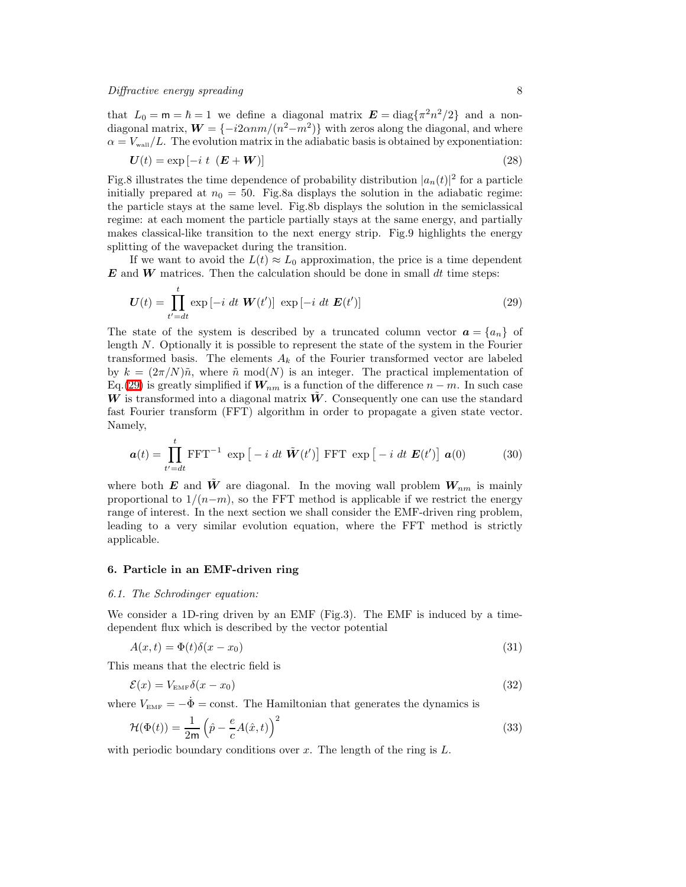that $L_0 = \mathsf{m} = \hbar = 1$ we define a diagonal matrix $\boldsymbol{E} = \mathrm{diag}\{\pi^2 n^2/2\}$ and a non-diagonal matrix, $\boldsymbol{W} = \{-i2\alpha nm/(n^2-m^2)\}$ with zeros along the diagonal, and where $\alpha = V_{\text{wall}}/L$. The evolution matrix in the adiabatic basis is obtained by exponentiation:

$$\boldsymbol{U}(t) = \exp\left[-i\ t\ (\boldsymbol{E} + \boldsymbol{W})\right] \tag{28}$$

Fig.8 illustrates the time dependence of probability distribution $|a_n(t)|^2$ for a particle initially prepared at $n_0 = 50$. Fig.8a displays the solution in the adiabatic regime: the particle stays at the same level. Fig.8b displays the solution in the semiclassical regime: at each moment the particle partially stays at the same energy, and partially makes classical-like transition to the next energy strip. Fig.9 highlights the energy splitting of the wavepacket during the transition.

If we want to avoid the $L(t) \approx L_0$ approximation, the price is a time dependent $\boldsymbol{E}$ and $\boldsymbol{W}$ matrices. Then the calculation should be done in small $dt$ time steps:

$$\boldsymbol{U}(t) = \prod_{t'=dt}^{t} \exp\left[-i\ dt\ \boldsymbol{W}(t')\right]\ \exp\left[-i\ dt\ \boldsymbol{E}(t')\right] \tag{29}$$

The state of the system is described by a truncated column vector $\boldsymbol{a} = \{a_n\}$ of length $N$. Optionally it is possible to represent the state of the system in the Fourier transformed basis. The elements $A_k$ of the Fourier transformed vector are labeled by $k = (2\pi/N)\tilde{n}$, where $\tilde{n}\ \mathrm{mod}(N)$ is an integer. The practical implementation of Eq.(29) is greatly simplified if $\boldsymbol{W}_{nm}$ is a function of the difference $n - m$. In such case $\boldsymbol{W}$ is transformed into a diagonal matrix $\tilde{\boldsymbol{W}}$. Consequently one can use the standard fast Fourier transform (FFT) algorithm in order to propagate a given state vector. Namely,

$$\boldsymbol{a}(t) = \prod_{t'=dt}^{t} \mathrm{FFT}^{-1}\ \exp\left[-i\ dt\ \tilde{\boldsymbol{W}}(t')\right]\ \mathrm{FFT}\ \exp\left[-i\ dt\ \boldsymbol{E}(t')\right]\ \boldsymbol{a}(0) \tag{30}$$

where both $\boldsymbol{E}$ and $\tilde{\boldsymbol{W}}$ are diagonal. In the moving wall problem $\boldsymbol{W}_{nm}$ is mainly proportional to $1/(n-m)$, so the FFT method is applicable if we restrict the energy range of interest. In the next section we shall consider the EMF-driven ring problem, leading to a very similar evolution equation, where the FFT method is strictly applicable.

## 6. Particle in an EMF-driven ring

### 6.1. The Schrodinger equation:

We consider a 1D-ring driven by an EMF (Fig.3). The EMF is induced by a time-dependent flux which is described by the vector potential

$$A(x,t) = \Phi(t)\delta(x - x_0) \tag{31}$$

This means that the electric field is

$$\mathcal{E}(x) = V_{\text{EMF}}\delta(x - x_0) \tag{32}$$

where $V_{\text{EMF}} = -\dot{\Phi} = \text{const}$. The Hamiltonian that generates the dynamics is

$$\mathcal{H}(\Phi(t)) = \frac{1}{2\mathsf{m}}\left(\hat{p} - \frac{e}{c}A(\hat{x},t)\right)^2 \tag{33}$$

with periodic boundary conditions over $x$. The length of the ring is $L$.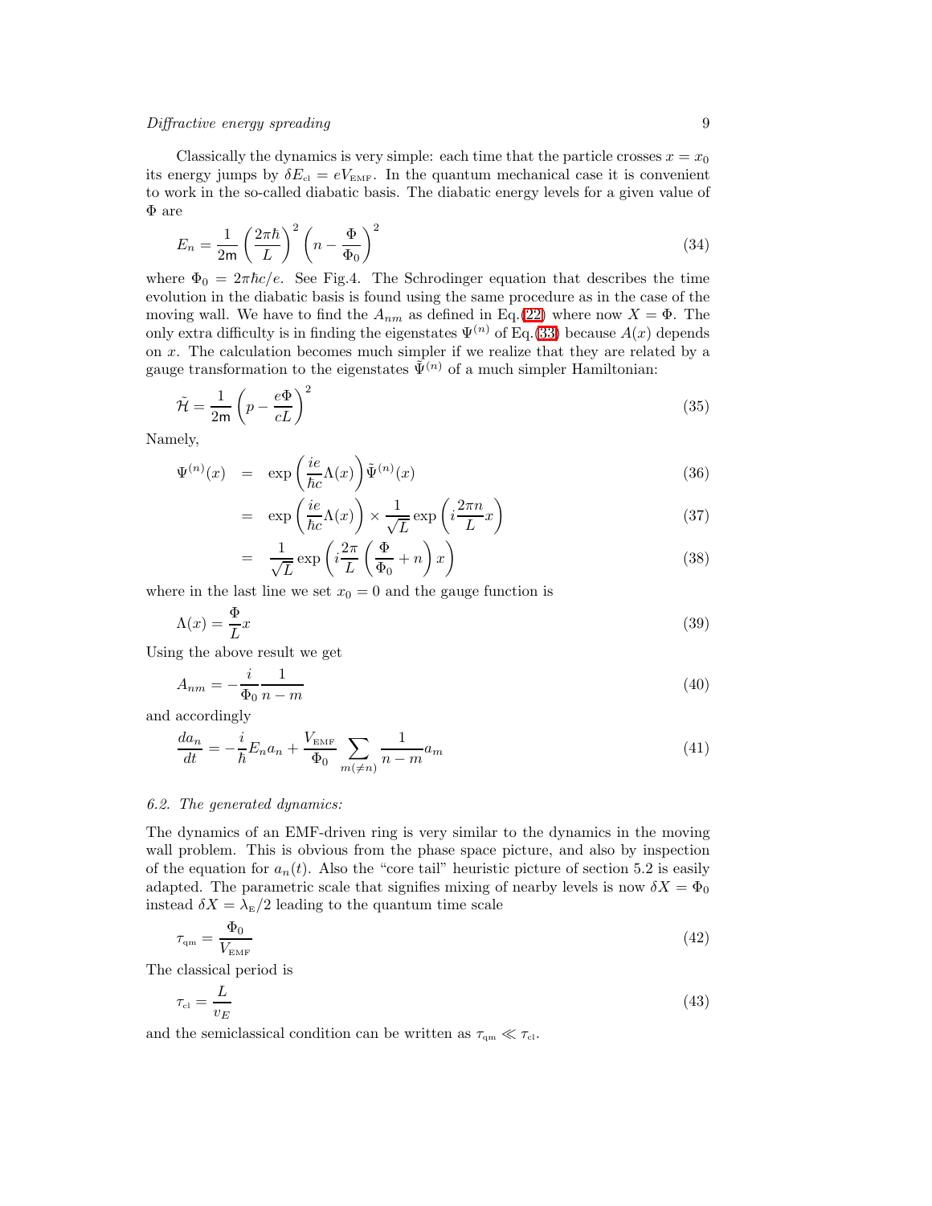Classically the dynamics is very simple: each time that the particle crosses $x = x_0$ its energy jumps by $\delta E_{\text{cl}} = eV_{\text{EMF}}$. In the quantum mechanical case it is convenient to work in the so-called diabatic basis. The diabatic energy levels for a given value of $\Phi$ are

$$E_n = \frac{1}{2\mathsf{m}}\left(\frac{2\pi\hbar}{L}\right)^2\left(n - \frac{\Phi}{\Phi_0}\right)^2 \tag{34}$$

where $\Phi_0 = 2\pi\hbar c/e$. See Fig.4. The Schrodinger equation that describes the time evolution in the diabatic basis is found using the same procedure as in the case of the moving wall. We have to find the $A_{nm}$ as defined in Eq.(22) where now $X = \Phi$. The only extra difficulty is in finding the eigenstates $\Psi^{(n)}$ of Eq.(33) because $A(x)$ depends on $x$. The calculation becomes much simpler if we realize that they are related by a gauge transformation to the eigenstates $\tilde{\Psi}^{(n)}$ of a much simpler Hamiltonian:

$$\tilde{\mathcal{H}} = \frac{1}{2\mathsf{m}}\left(p - \frac{e\Phi}{cL}\right)^2 \tag{35}$$

Namely,

$$\Psi^{(n)}(x) = \exp\left(\frac{ie}{\hbar c}\Lambda(x)\right)\tilde{\Psi}^{(n)}(x) \tag{36}$$

$$= \exp\left(\frac{ie}{\hbar c}\Lambda(x)\right) \times \frac{1}{\sqrt{L}}\exp\left(i\frac{2\pi n}{L}x\right) \tag{37}$$

$$= \frac{1}{\sqrt{L}}\exp\left(i\frac{2\pi}{L}\left(\frac{\Phi}{\Phi_0} + n\right)x\right) \tag{38}$$

where in the last line we set $x_0 = 0$ and the gauge function is

$$\Lambda(x) = \frac{\Phi}{L}x \tag{39}$$

Using the above result we get

$$A_{nm} = -\frac{i}{\Phi_0}\frac{1}{n-m} \tag{40}$$

and accordingly

$$\frac{da_n}{dt} = -\frac{i}{\hbar}E_n a_n + \frac{V_{\text{EMF}}}{\Phi_0}\sum_{m(\neq n)}\frac{1}{n-m}a_m \tag{41}$$

### *6.2. The generated dynamics:*

The dynamics of an EMF-driven ring is very similar to the dynamics in the moving wall problem. This is obvious from the phase space picture, and also by inspection of the equation for $a_n(t)$. Also the "core tail" heuristic picture of section 5.2 is easily adapted. The parametric scale that signifies mixing of nearby levels is now $\delta X = \Phi_0$ instead $\delta X = \lambda_{\text{E}}/2$ leading to the quantum time scale

$$\tau_{\text{qm}} = \frac{\Phi_0}{V_{\text{EMF}}} \tag{42}$$

The classical period is

$$\tau_{\text{cl}} = \frac{L}{v_E} \tag{43}$$

and the semiclassical condition can be written as $\tau_{\text{qm}} \ll \tau_{\text{cl}}$.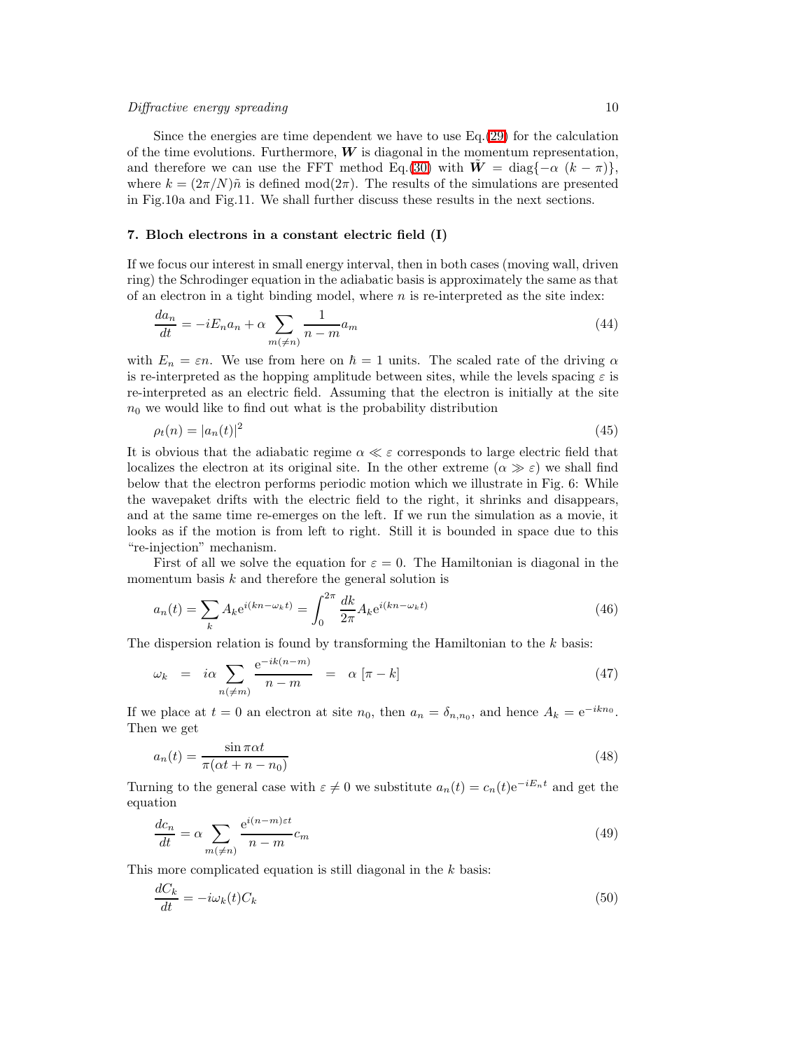Since the energies are time dependent we have to use Eq.(29) for the calculation of the time evolutions. Furthermore, $\boldsymbol{W}$ is diagonal in the momentum representation, and therefore we can use the FFT method Eq.(30) with $\tilde{\boldsymbol{W}} = \mathrm{diag}\{-\alpha\ (k-\pi)\}$, where $k = (2\pi/N)\tilde{n}$ is defined mod$(2\pi)$. The results of the simulations are presented in Fig.10a and Fig.11. We shall further discuss these results in the next sections.

## 7. Bloch electrons in a constant electric field (I)

If we focus our interest in small energy interval, then in both cases (moving wall, driven ring) the Schrodinger equation in the adiabatic basis is approximately the same as that of an electron in a tight binding model, where $n$ is re-interpreted as the site index:

$$\frac{da_n}{dt} = -iE_n a_n + \alpha \sum_{m(\neq n)} \frac{1}{n-m} a_m \tag{44}$$

with $E_n = \varepsilon n$. We use from here on $\hbar = 1$ units. The scaled rate of the driving $\alpha$ is re-interpreted as the hopping amplitude between sites, while the levels spacing $\varepsilon$ is re-interpreted as an electric field. Assuming that the electron is initially at the site $n_0$ we would like to find out what is the probability distribution

$$\rho_t(n) = |a_n(t)|^2 \tag{45}$$

It is obvious that the adiabatic regime $\alpha \ll \varepsilon$ corresponds to large electric field that localizes the electron at its original site. In the other extreme ($\alpha \gg \varepsilon$) we shall find below that the electron performs periodic motion which we illustrate in Fig. 6: While the wavepaket drifts with the electric field to the right, it shrinks and disappears, and at the same time re-emerges on the left. If we run the simulation as a movie, it looks as if the motion is from left to right. Still it is bounded in space due to this "re-injection" mechanism.

First of all we solve the equation for $\varepsilon = 0$. The Hamiltonian is diagonal in the momentum basis $k$ and therefore the general solution is

$$a_n(t) = \sum_k A_k \mathrm{e}^{i(kn-\omega_k t)} = \int_0^{2\pi} \frac{dk}{2\pi} A_k \mathrm{e}^{i(kn-\omega_k t)} \tag{46}$$

The dispersion relation is found by transforming the Hamiltonian to the $k$ basis:

$$\omega_k \;=\; i\alpha \sum_{n(\neq m)} \frac{\mathrm{e}^{-ik(n-m)}}{n-m} \;=\; \alpha\ [\pi - k] \tag{47}$$

If we place at $t=0$ an electron at site $n_0$, then $a_n = \delta_{n,n_0}$, and hence $A_k = \mathrm{e}^{-ikn_0}$. Then we get

$$a_n(t) = \frac{\sin \pi\alpha t}{\pi(\alpha t + n - n_0)} \tag{48}$$

Turning to the general case with $\varepsilon \neq 0$ we substitute $a_n(t) = c_n(t)\mathrm{e}^{-iE_n t}$ and get the equation

$$\frac{dc_n}{dt} = \alpha \sum_{m(\neq n)} \frac{\mathrm{e}^{i(n-m)\varepsilon t}}{n-m} c_m \tag{49}$$

This more complicated equation is still diagonal in the $k$ basis:

$$\frac{dC_k}{dt} = -i\omega_k(t) C_k \tag{50}$$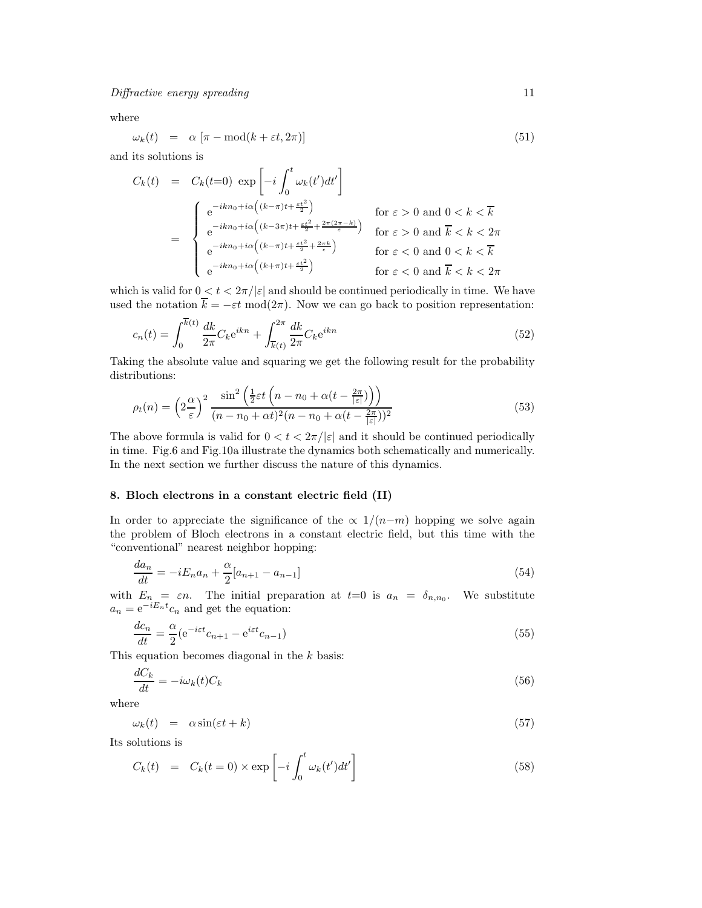where

$$\omega_k(t) \;\; = \;\; \alpha \left[\pi - \mathrm{mod}(k+\varepsilon t, 2\pi)\right] \tag{51}$$

and its solutions is

$$\begin{aligned}
C_k(t) \;\; &= \;\; C_k(t{=}0) \; \exp\left[-i\int_0^t \omega_k(t')dt'\right] \\
&= \;\; \begin{cases}
\mathrm{e}^{-ikn_0 + i\alpha\left((k-\pi)t + \frac{\varepsilon t^2}{2}\right)} & \text{for } \varepsilon > 0 \text{ and } 0 < k < \overline{k} \\
\mathrm{e}^{-ikn_0 + i\alpha\left((k-3\pi)t + \frac{\varepsilon t^2}{2} + \frac{2\pi(2\pi - k)}{\varepsilon}\right)} & \text{for } \varepsilon > 0 \text{ and } \overline{k} < k < 2\pi \\
\mathrm{e}^{-ikn_0 + i\alpha\left((k-\pi)t + \frac{\varepsilon t^2}{2} + \frac{2\pi k}{\epsilon}\right)} & \text{for } \varepsilon < 0 \text{ and } 0 < k < \overline{k} \\
\mathrm{e}^{-ikn_0 + i\alpha\left((k+\pi)t + \frac{\varepsilon t^2}{2}\right)} & \text{for } \varepsilon < 0 \text{ and } \overline{k} < k < 2\pi
\end{cases}
\end{aligned}$$

which is valid for $0 < t < 2\pi/|\varepsilon|$ and should be continued periodically in time. We have used the notation $\overline{k} = -\varepsilon t \bmod (2\pi)$. Now we can go back to position representation:

$$c_n(t) = \int_0^{\overline{k}(t)} \frac{dk}{2\pi} C_k \mathrm{e}^{ikn} + \int_{\overline{k}(t)}^{2\pi} \frac{dk}{2\pi} C_k \mathrm{e}^{ikn} \tag{52}$$

Taking the absolute value and squaring we get the following result for the probability distributions:

$$\rho_t(n) = \left(2\frac{\alpha}{\varepsilon}\right)^2 \frac{\sin^2\left(\frac{1}{2}\varepsilon t\left(n - n_0 + \alpha(t - \frac{2\pi}{|\varepsilon|})\right)\right)}{(n - n_0 + \alpha t)^2 (n - n_0 + \alpha(t - \frac{2\pi}{|\varepsilon|}))^2} \tag{53}$$

The above formula is valid for $0 < t < 2\pi/|\varepsilon|$ and it should be continued periodically in time. Fig.6 and Fig.10a illustrate the dynamics both schematically and numerically. In the next section we further discuss the nature of this dynamics.

## 8. Bloch electrons in a constant electric field (II)

In order to appreciate the significance of the $\propto 1/(n{-}m)$ hopping we solve again the problem of Bloch electrons in a constant electric field, but this time with the "conventional" nearest neighbor hopping:

$$\frac{da_n}{dt} = -iE_n a_n + \frac{\alpha}{2}[a_{n+1} - a_{n-1}] \tag{54}$$

with $E_n = \varepsilon n$. The initial preparation at $t{=}0$ is $a_n = \delta_{n,n_0}$. We substitute $a_n = \mathrm{e}^{-iE_n t} c_n$ and get the equation:

$$\frac{dc_n}{dt} = \frac{\alpha}{2}(\mathrm{e}^{-i\varepsilon t} c_{n+1} - \mathrm{e}^{i\varepsilon t} c_{n-1}) \tag{55}$$

This equation becomes diagonal in the $k$ basis:

$$\frac{dC_k}{dt} = -i\omega_k(t) C_k \tag{56}$$

where

$$\omega_k(t) \;\; = \;\; \alpha \sin(\varepsilon t + k) \tag{57}$$

Its solutions is

$$C_k(t) \;\; = \;\; C_k(t=0) \times \exp\left[-i\int_0^t \omega_k(t')dt'\right] \tag{58}$$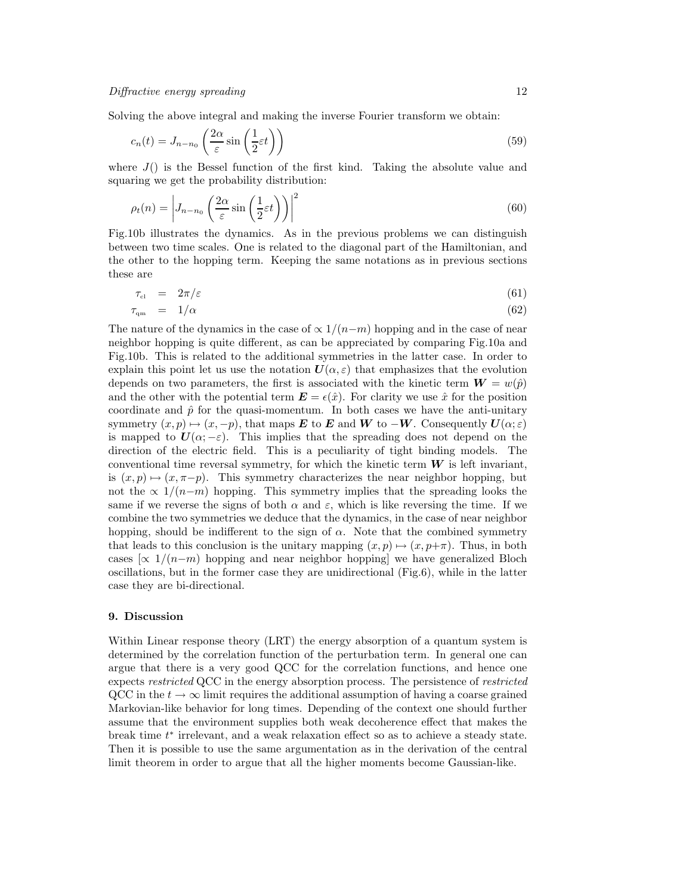Solving the above integral and making the inverse Fourier transform we obtain:

$$c_n(t) = J_{n-n_0}\left(\frac{2\alpha}{\varepsilon}\sin\left(\frac{1}{2}\varepsilon t\right)\right) \tag{59}$$

where $J()$ is the Bessel function of the first kind. Taking the absolute value and squaring we get the probability distribution:

$$\rho_t(n) = \left|J_{n-n_0}\left(\frac{2\alpha}{\varepsilon}\sin\left(\frac{1}{2}\varepsilon t\right)\right)\right|^2 \tag{60}$$

Fig.10b illustrates the dynamics. As in the previous problems we can distinguish between two time scales. One is related to the diagonal part of the Hamiltonian, and the other to the hopping term. Keeping the same notations as in previous sections these are

$$\tau_{\text{cl}} = 2\pi/\varepsilon \tag{61}$$

$$\tau_{\text{qm}} = 1/\alpha \tag{62}$$

The nature of the dynamics in the case of $\propto 1/(n-m)$ hopping and in the case of near neighbor hopping is quite different, as can be appreciated by comparing Fig.10a and Fig.10b. This is related to the additional symmetries in the latter case. In order to explain this point let us use the notation $\boldsymbol{U}(\alpha, \varepsilon)$ that emphasizes that the evolution depends on two parameters, the first is associated with the kinetic term $\boldsymbol{W} = w(\hat{p})$ and the other with the potential term $\boldsymbol{E} = \epsilon(\hat{x})$. For clarity we use $\hat{x}$ for the position coordinate and $\hat{p}$ for the quasi-momentum. In both cases we have the anti-unitary symmetry $(x, p) \mapsto (x, -p)$, that maps $\boldsymbol{E}$ to $\boldsymbol{E}$ and $\boldsymbol{W}$ to $-\boldsymbol{W}$. Consequently $\boldsymbol{U}(\alpha; \varepsilon)$ is mapped to $\boldsymbol{U}(\alpha; -\varepsilon)$. This implies that the spreading does not depend on the direction of the electric field. This is a peculiarity of tight binding models. The conventional time reversal symmetry, for which the kinetic term $\boldsymbol{W}$ is left invariant, is $(x, p) \mapsto (x, \pi-p)$. This symmetry characterizes the near neighbor hopping, but not the $\propto 1/(n-m)$ hopping. This symmetry implies that the spreading looks the same if we reverse the signs of both $\alpha$ and $\varepsilon$, which is like reversing the time. If we combine the two symmetries we deduce that the dynamics, in the case of near neighbor hopping, should be indifferent to the sign of $\alpha$. Note that the combined symmetry that leads to this conclusion is the unitary mapping $(x, p) \mapsto (x, p+\pi)$. Thus, in both cases [$\propto 1/(n-m)$ hopping and near neighbor hopping] we have generalized Bloch oscillations, but in the former case they are unidirectional (Fig.6), while in the latter case they are bi-directional.

## 9. Discussion

Within Linear response theory (LRT) the energy absorption of a quantum system is determined by the correlation function of the perturbation term. In general one can argue that there is a very good QCC for the correlation functions, and hence one expects *restricted* QCC in the energy absorption process. The persistence of *restricted* QCC in the $t \to \infty$ limit requires the additional assumption of having a coarse grained Markovian-like behavior for long times. Depending of the context one should further assume that the environment supplies both weak decoherence effect that makes the break time $t^*$ irrelevant, and a weak relaxation effect so as to achieve a steady state. Then it is possible to use the same argumentation as in the derivation of the central limit theorem in order to argue that all the higher moments become Gaussian-like.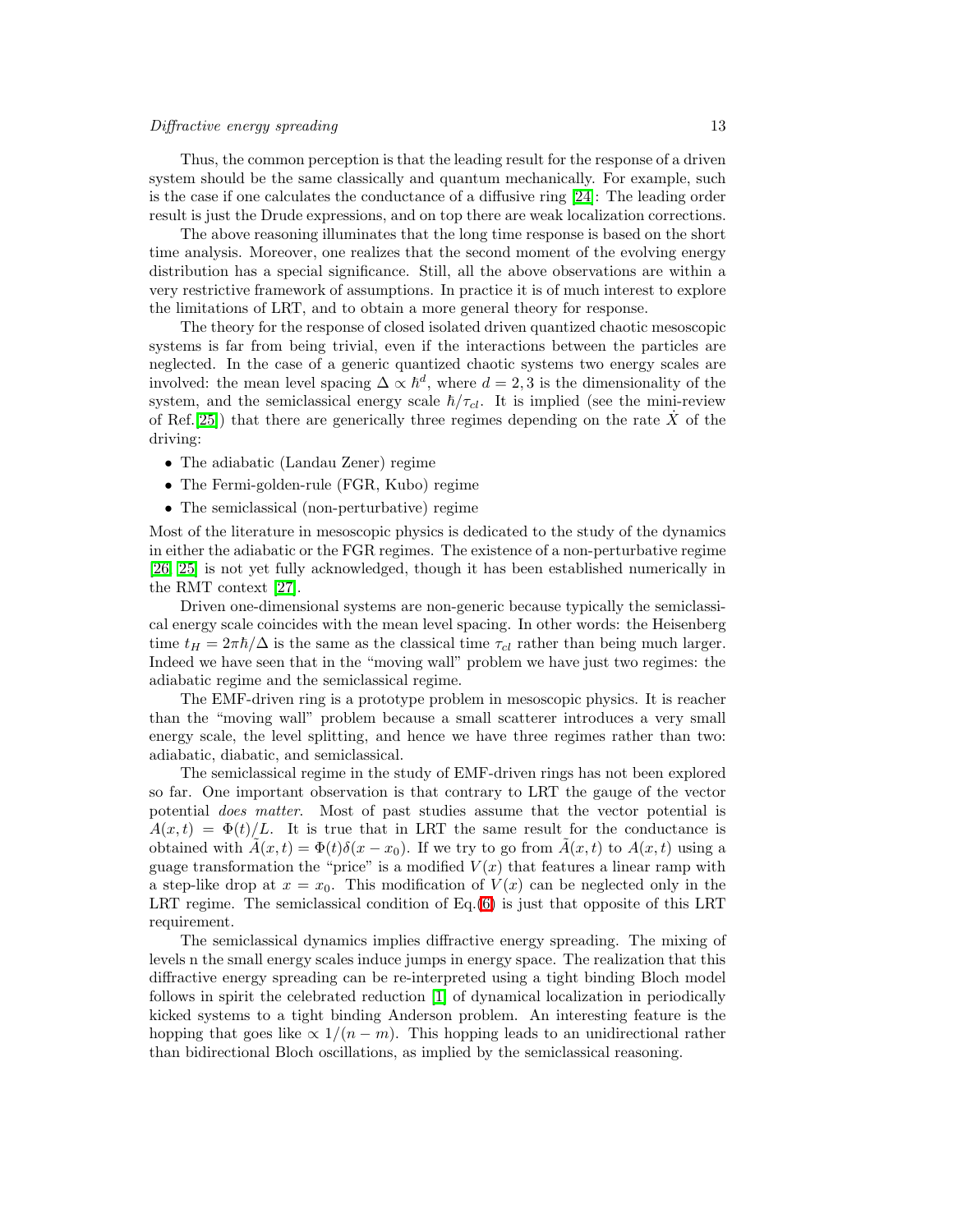Thus, the common perception is that the leading result for the response of a driven system should be the same classically and quantum mechanically. For example, such is the case if one calculates the conductance of a diffusive ring [24]: The leading order result is just the Drude expressions, and on top there are weak localization corrections.

The above reasoning illuminates that the long time response is based on the short time analysis. Moreover, one realizes that the second moment of the evolving energy distribution has a special significance. Still, all the above observations are within a very restrictive framework of assumptions. In practice it is of much interest to explore the limitations of LRT, and to obtain a more general theory for response.

The theory for the response of closed isolated driven quantized chaotic mesoscopic systems is far from being trivial, even if the interactions between the particles are neglected. In the case of a generic quantized chaotic systems two energy scales are involved: the mean level spacing $\Delta \propto \hbar^d$, where $d = 2, 3$ is the dimensionality of the system, and the semiclassical energy scale $\hbar/\tau_{cl}$. It is implied (see the mini-review of Ref.[25]) that there are generically three regimes depending on the rate $\dot{X}$ of the driving:

- The adiabatic (Landau Zener) regime
- The Fermi-golden-rule (FGR, Kubo) regime
- The semiclassical (non-perturbative) regime

Most of the literature in mesoscopic physics is dedicated to the study of the dynamics in either the adiabatic or the FGR regimes. The existence of a non-perturbative regime [26, 25] is not yet fully acknowledged, though it has been established numerically in the RMT context [27].

Driven one-dimensional systems are non-generic because typically the semiclassical energy scale coincides with the mean level spacing. In other words: the Heisenberg time $t_H = 2\pi\hbar/\Delta$ is the same as the classical time $\tau_{cl}$ rather than being much larger. Indeed we have seen that in the "moving wall" problem we have just two regimes: the adiabatic regime and the semiclassical regime.

The EMF-driven ring is a prototype problem in mesoscopic physics. It is reacher than the "moving wall" problem because a small scatterer introduces a very small energy scale, the level splitting, and hence we have three regimes rather than two: adiabatic, diabatic, and semiclassical.

The semiclassical regime in the study of EMF-driven rings has not been explored so far. One important observation is that contrary to LRT the gauge of the vector potential *does matter*. Most of past studies assume that the vector potential is $A(x,t) = \Phi(t)/L$. It is true that in LRT the same result for the conductance is obtained with $\tilde{A}(x,t) = \Phi(t)\delta(x - x_0)$. If we try to go from $\tilde{A}(x,t)$ to $A(x,t)$ using a guage transformation the "price" is a modified $V(x)$ that features a linear ramp with a step-like drop at $x = x_0$. This modification of $V(x)$ can be neglected only in the LRT regime. The semiclassical condition of Eq.(6) is just that opposite of this LRT requirement.

The semiclassical dynamics implies diffractive energy spreading. The mixing of levels n the small energy scales induce jumps in energy space. The realization that this diffractive energy spreading can be re-interpreted using a tight binding Bloch model follows in spirit the celebrated reduction [1] of dynamical localization in periodically kicked systems to a tight binding Anderson problem. An interesting feature is the hopping that goes like $\propto 1/(n - m)$. This hopping leads to an unidirectional rather than bidirectional Bloch oscillations, as implied by the semiclassical reasoning.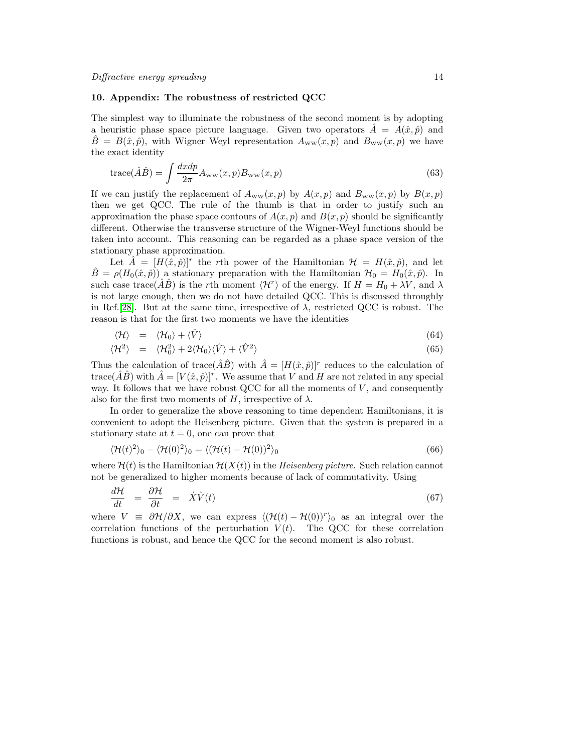## 10. Appendix: The robustness of restricted QCC

The simplest way to illuminate the robustness of the second moment is by adopting a heuristic phase space picture language. Given two operators $\hat{A} = A(\hat{x}, \hat{p})$ and $\hat{B} = B(\hat{x}, \hat{p})$, with Wigner Weyl representation $A_{\rm WW}(x,p)$ and $B_{\rm WW}(x,p)$ we have the exact identity

$$\mathrm{trace}(\hat{A}\hat{B}) = \int \frac{dxdp}{2\pi} A_{\rm WW}(x,p) B_{\rm WW}(x,p) \tag{63}$$

If we can justify the replacement of $A_{\rm WW}(x,p)$ by $A(x,p)$ and $B_{\rm WW}(x,p)$ by $B(x,p)$ then we get QCC. The rule of the thumb is that in order to justify such an approximation the phase space contours of $A(x,p)$ and $B(x,p)$ should be significantly different. Otherwise the transverse structure of the Wigner-Weyl functions should be taken into account. This reasoning can be regarded as a phase space version of the stationary phase approximation.

Let $\hat{A} = [H(\hat{x}, \hat{p})]^r$ the $r$th power of the Hamiltonian $\mathcal{H} = H(\hat{x}, \hat{p})$, and let $\hat{B} = \rho(H_0(\hat{x}, \hat{p}))$ a stationary preparation with the Hamiltonian $\mathcal{H}_0 = H_0(\hat{x}, \hat{p})$. In such case $\mathrm{trace}(\hat{A}\hat{B})$ is the $r$th moment $\langle \mathcal{H}^r \rangle$ of the energy. If $H = H_0 + \lambda V$, and $\lambda$ is not large enough, then we do not have detailed QCC. This is discussed throughly in Ref.[28]. But at the same time, irrespective of $\lambda$, restricted QCC is robust. The reason is that for the first two moments we have the identities

$$\langle \mathcal{H} \rangle = \langle \mathcal{H}_0 \rangle + \langle \hat{V} \rangle \tag{64}$$

$$\langle \mathcal{H}^2 \rangle = \langle \mathcal{H}_0^2 \rangle + 2\langle \mathcal{H}_0 \rangle \langle \hat{V} \rangle + \langle \hat{V}^2 \rangle \tag{65}$$

Thus the calculation of $\mathrm{trace}(\hat{A}\hat{B})$ with $\hat{A} = [H(\hat{x}, \hat{p})]^r$ reduces to the calculation of $\mathrm{trace}(\hat{A}\hat{B})$ with $\hat{A} = [V(\hat{x}, \hat{p})]^r$. We assume that $V$ and $H$ are not related in any special way. It follows that we have robust QCC for all the moments of $V$, and consequently also for the first two moments of $H$, irrespective of $\lambda$.

In order to generalize the above reasoning to time dependent Hamiltonians, it is convenient to adopt the Heisenberg picture. Given that the system is prepared in a stationary state at $t = 0$, one can prove that

$$\langle \mathcal{H}(t)^2 \rangle_0 - \langle \mathcal{H}(0)^2 \rangle_0 = \langle (\mathcal{H}(t) - \mathcal{H}(0))^2 \rangle_0 \tag{66}$$

where $\mathcal{H}(t)$ is the Hamiltonian $\mathcal{H}(X(t))$ in the *Heisenberg picture*. Such relation cannot not be generalized to higher moments because of lack of commutativity. Using

$$\frac{d\mathcal{H}}{dt} = \frac{\partial \mathcal{H}}{\partial t} = \dot{X}\hat{V}(t) \tag{67}$$

where $V \equiv \partial \mathcal{H}/\partial X$, we can express $\langle (\mathcal{H}(t) - \mathcal{H}(0))^r \rangle_0$ as an integral over the correlation functions of the perturbation $V(t)$. The QCC for these correlation functions is robust, and hence the QCC for the second moment is also robust.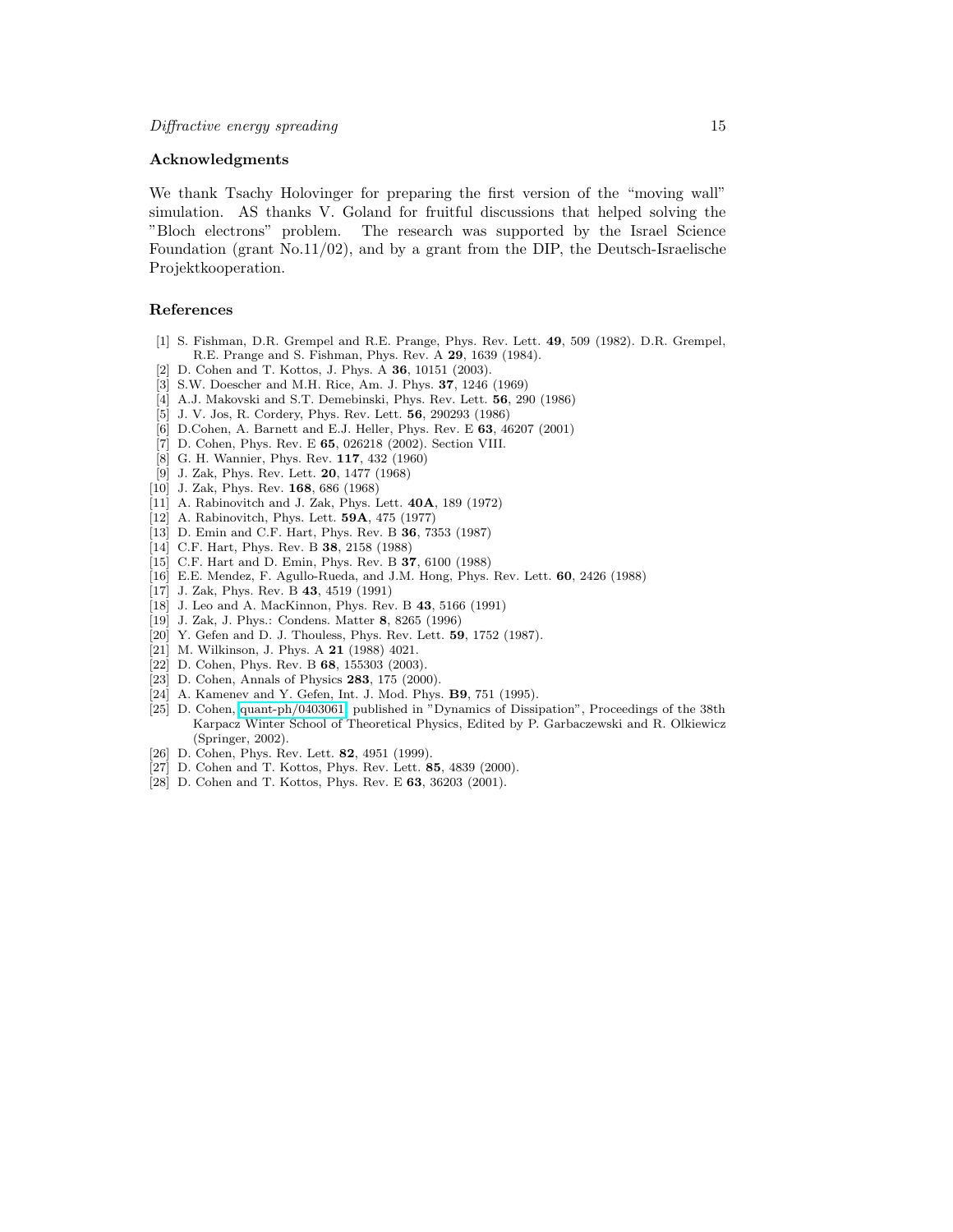## Acknowledgments

We thank Tsachy Holovinger for preparing the first version of the "moving wall" simulation. AS thanks V. Goland for fruitful discussions that helped solving the "Bloch electrons" problem. The research was supported by the Israel Science Foundation (grant No.11/02), and by a grant from the DIP, the Deutsch-Israelische Projektkooperation.

## References

[1] S. Fishman, D.R. Grempel and R.E. Prange, Phys. Rev. Lett. **49**, 509 (1982). D.R. Grempel, R.E. Prange and S. Fishman, Phys. Rev. A **29**, 1639 (1984).

[2] D. Cohen and T. Kottos, J. Phys. A **36**, 10151 (2003).

[3] S.W. Doescher and M.H. Rice, Am. J. Phys. **37**, 1246 (1969)

[4] A.J. Makovski and S.T. Demebinski, Phys. Rev. Lett. **56**, 290 (1986)

[5] J. V. Jos, R. Cordery, Phys. Rev. Lett. **56**, 290293 (1986)

[6] D.Cohen, A. Barnett and E.J. Heller, Phys. Rev. E **63**, 46207 (2001)

[7] D. Cohen, Phys. Rev. E **65**, 026218 (2002). Section VIII.

[8] G. H. Wannier, Phys. Rev. **117**, 432 (1960)

[9] J. Zak, Phys. Rev. Lett. **20**, 1477 (1968)

[10] J. Zak, Phys. Rev. **168**, 686 (1968)

[11] A. Rabinovitch and J. Zak, Phys. Lett. **40A**, 189 (1972)

[12] A. Rabinovitch, Phys. Lett. **59A**, 475 (1977)

[13] D. Emin and C.F. Hart, Phys. Rev. B **36**, 7353 (1987)

[14] C.F. Hart, Phys. Rev. B **38**, 2158 (1988)

[15] C.F. Hart and D. Emin, Phys. Rev. B **37**, 6100 (1988)

[16] E.E. Mendez, F. Agullo-Rueda, and J.M. Hong, Phys. Rev. Lett. **60**, 2426 (1988)

[17] J. Zak, Phys. Rev. B **43**, 4519 (1991)

[18] J. Leo and A. MacKinnon, Phys. Rev. B **43**, 5166 (1991)

[19] J. Zak, J. Phys.: Condens. Matter **8**, 8265 (1996)

[20] Y. Gefen and D. J. Thouless, Phys. Rev. Lett. **59**, 1752 (1987).

[21] M. Wilkinson, J. Phys. A **21** (1988) 4021.

[22] D. Cohen, Phys. Rev. B **68**, 155303 (2003).

[23] D. Cohen, Annals of Physics **283**, 175 (2000).

[24] A. Kamenev and Y. Gefen, Int. J. Mod. Phys. **B9**, 751 (1995).

[25] D. Cohen, quant-ph/0403061, published in "Dynamics of Dissipation", Proceedings of the 38th Karpacz Winter School of Theoretical Physics, Edited by P. Garbaczewski and R. Olkiewicz (Springer, 2002).

[26] D. Cohen, Phys. Rev. Lett. **82**, 4951 (1999).

[27] D. Cohen and T. Kottos, Phys. Rev. Lett. **85**, 4839 (2000).

[28] D. Cohen and T. Kottos, Phys. Rev. E **63**, 36203 (2001).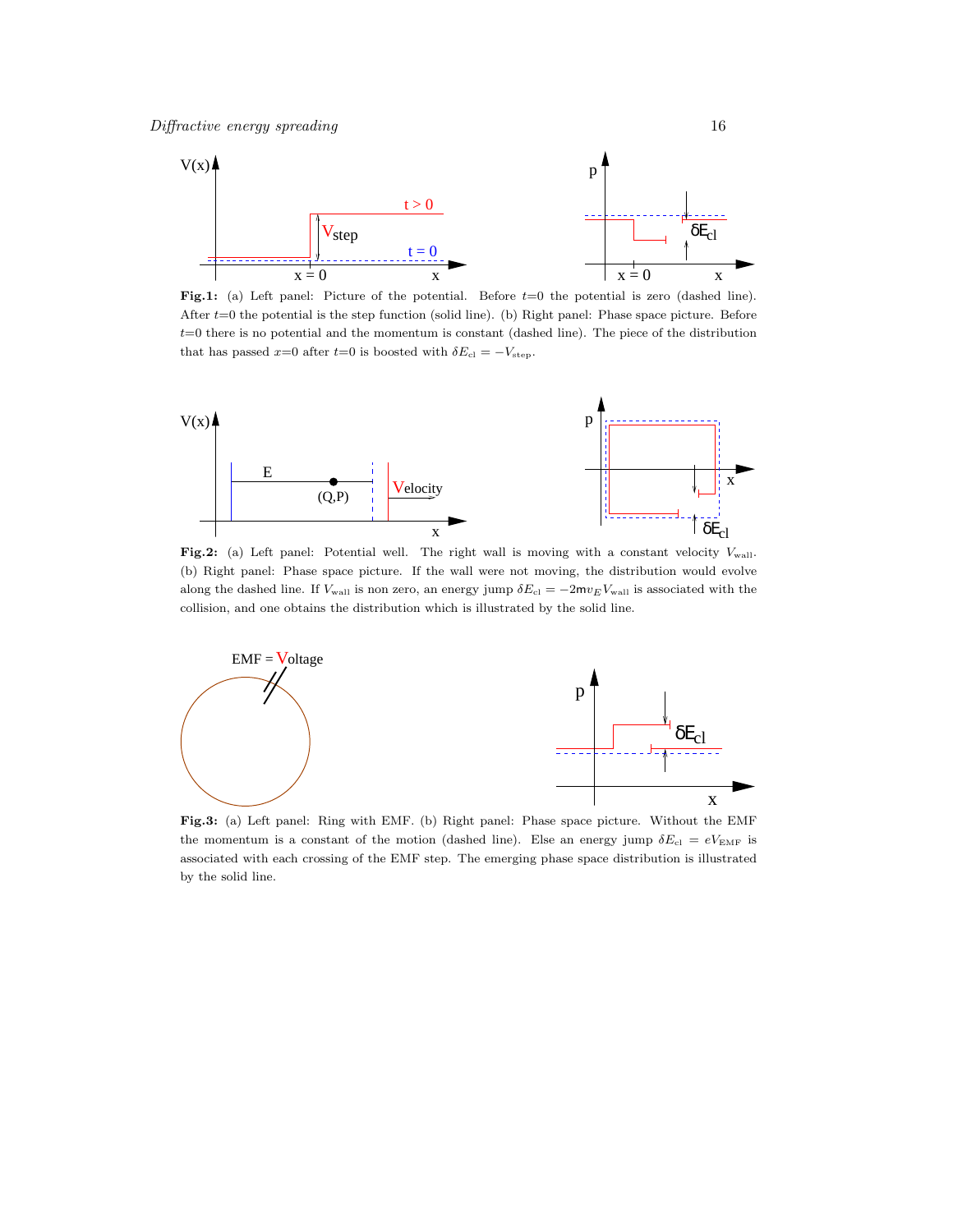**Fig.1:** (a) Left panel: Picture of the potential. Before $t$=0 the potential is zero (dashed line). After $t$=0 the potential is the step function (solid line). (b) Right panel: Phase space picture. Before $t$=0 there is no potential and the momentum is constant (dashed line). The piece of the distribution that has passed $x$=0 after $t$=0 is boosted with $\delta E_{\text{cl}} = -V_{\text{step}}$.

**Fig.2:** (a) Left panel: Potential well. The right wall is moving with a constant velocity $V_{\text{wall}}$. (b) Right panel: Phase space picture. If the wall were not moving, the distribution would evolve along the dashed line. If $V_{\text{wall}}$ is non zero, an energy jump $\delta E_{\text{cl}} = -2\mathsf{m}v_E V_{\text{wall}}$ is associated with the collision, and one obtains the distribution which is illustrated by the solid line.

**Fig.3:** (a) Left panel: Ring with EMF. (b) Right panel: Phase space picture. Without the EMF the momentum is a constant of the motion (dashed line). Else an energy jump $\delta E_{\text{cl}} = eV_{\text{EMF}}$ is associated with each crossing of the EMF step. The emerging phase space distribution is illustrated by the solid line.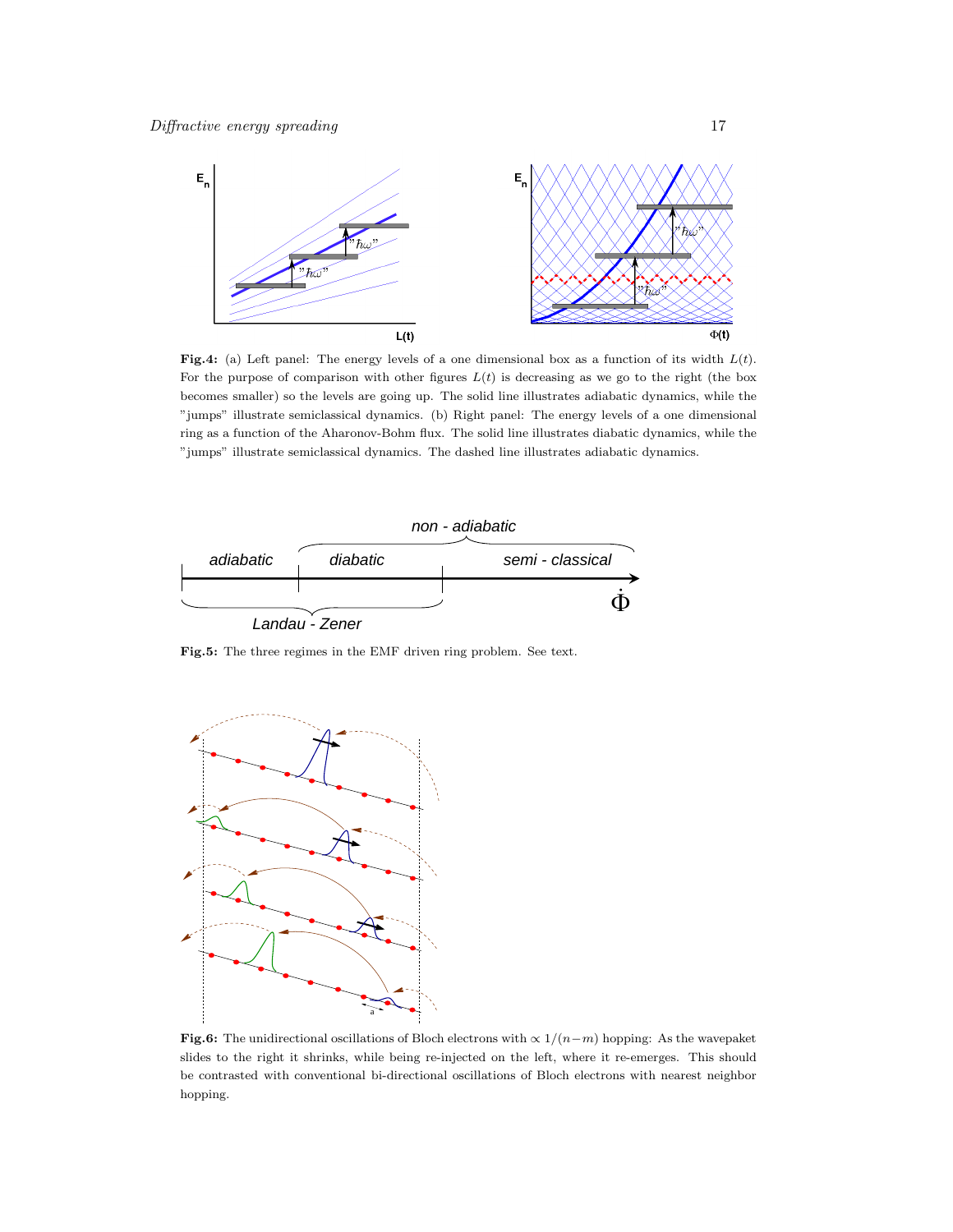**Fig.4:** (a) Left panel: The energy levels of a one dimensional box as a function of its width $L(t)$. For the purpose of comparison with other figures $L(t)$ is decreasing as we go to the right (the box becomes smaller) so the levels are going up. The solid line illustrates adiabatic dynamics, while the "jumps" illustrate semiclassical dynamics. (b) Right panel: The energy levels of a one dimensional ring as a function of the Aharonov-Bohm flux. The solid line illustrates diabatic dynamics, while the "jumps" illustrate semiclassical dynamics. The dashed line illustrates adiabatic dynamics.

**Fig.5:** The three regimes in the EMF driven ring problem. See text.

**Fig.6:** The unidirectional oscillations of Bloch electrons with $\propto 1/(n-m)$ hopping: As the wavepaket slides to the right it shrinks, while being re-injected on the left, where it re-emerges. This should be contrasted with conventional bi-directional oscillations of Bloch electrons with nearest neighbor hopping.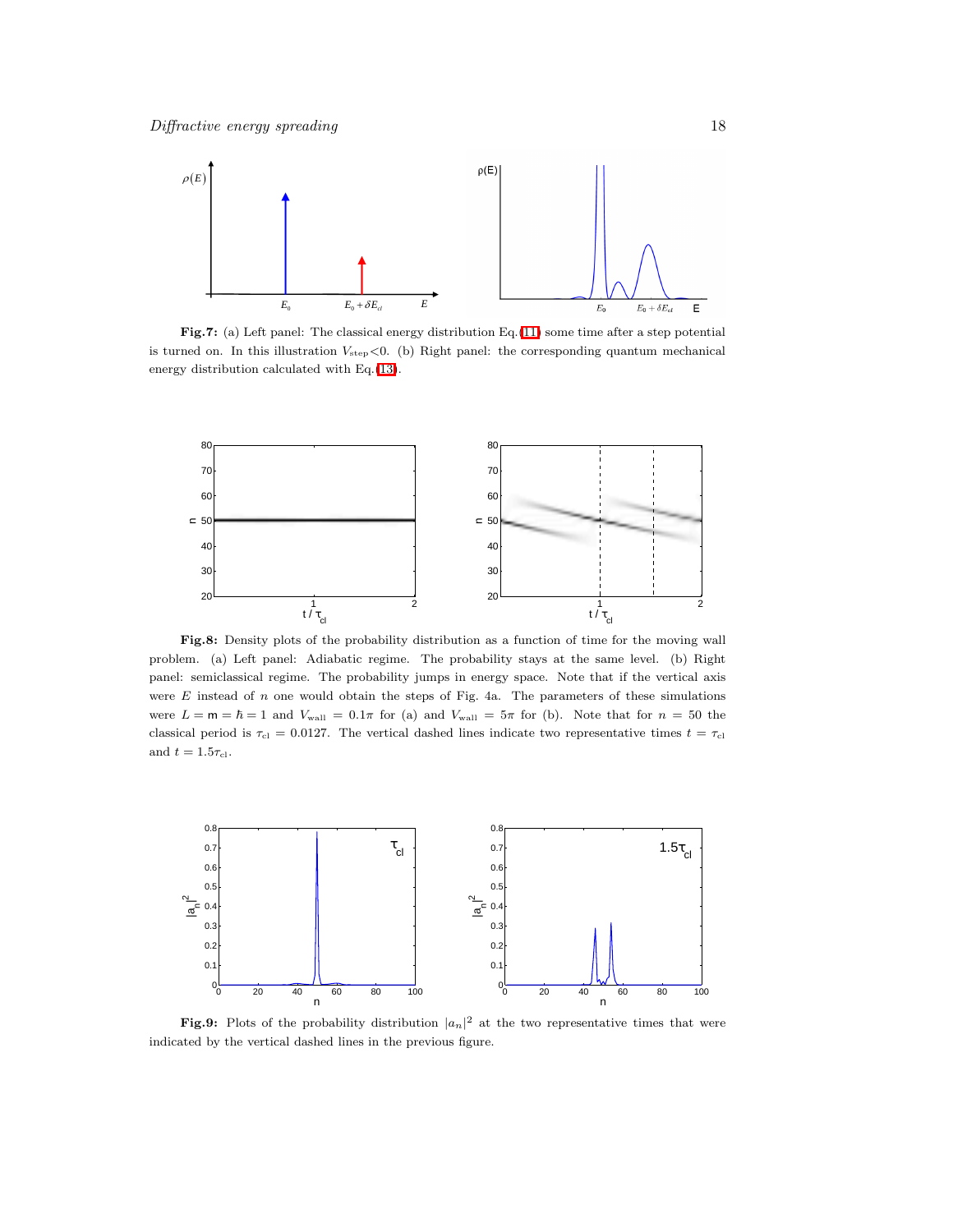**Fig.7:** (a) Left panel: The classical energy distribution Eq. (11) some time after a step potential is turned on. In this illustration $V_{\text{step}}<0$. (b) Right panel: the corresponding quantum mechanical energy distribution calculated with Eq. (13).

**Fig.8:** Density plots of the probability distribution as a function of time for the moving wall problem. (a) Left panel: Adiabatic regime. The probability stays at the same level. (b) Right panel: semiclassical regime. The probability jumps in energy space. Note that if the vertical axis were $E$ instead of $n$ one would obtain the steps of Fig. 4a. The parameters of these simulations were $L = \mathsf{m} = \hbar = 1$ and $V_{\text{wall}} = 0.1\pi$ for (a) and $V_{\text{wall}} = 5\pi$ for (b). Note that for $n = 50$ the classical period is $\tau_{\text{cl}} = 0.0127$. The vertical dashed lines indicate two representative times $t = \tau_{\text{cl}}$ and $t = 1.5\tau_{\text{cl}}$.

**Fig.9:** Plots of the probability distribution $|a_n|^2$ at the two representative times that were indicated by the vertical dashed lines in the previous figure.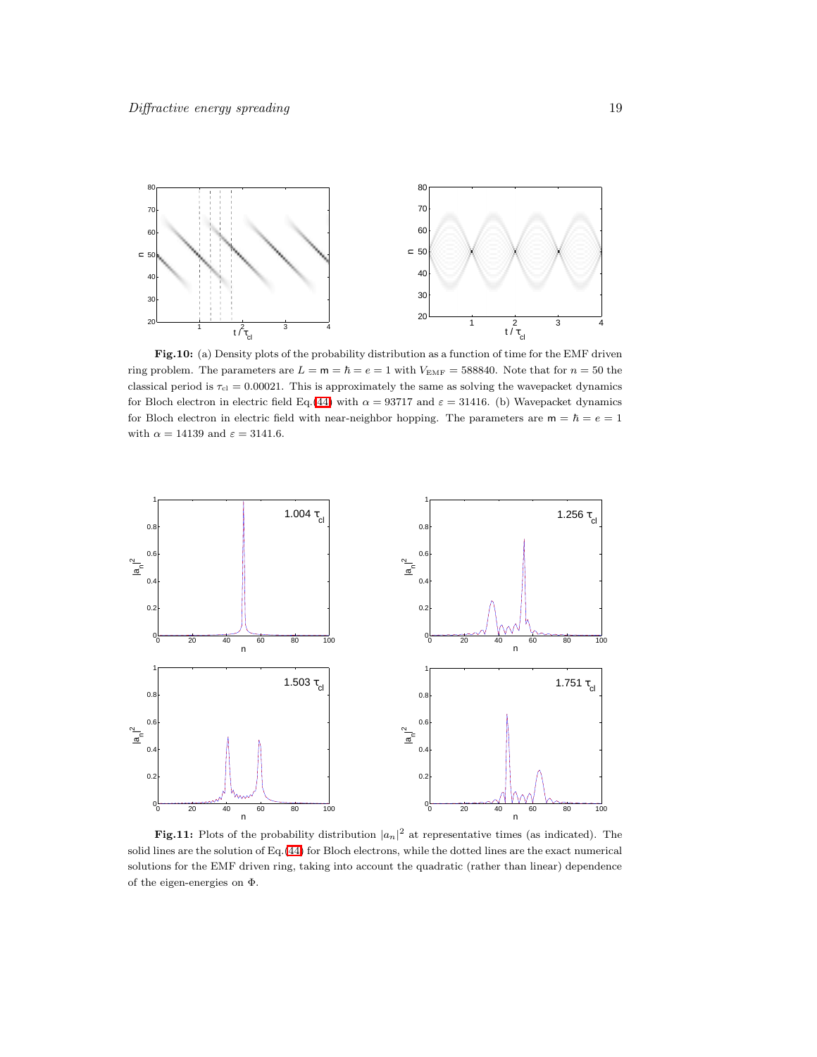80

70

60

50

40

30

20

n

1

2

3

4

t / τ_cl

80

70

60

50

40

30

20

n

1

2

3

4

t / τ_cl

**Fig.10:** (a) Density plots of the probability distribution as a function of time for the EMF driven ring problem. The parameters are $L = \mathsf{m} = \hbar = e = 1$ with $V_{\rm EMF} = 588840$. Note that for $n = 50$ the classical period is $\tau_{\rm cl} = 0.00021$. This is approximately the same as solving the wavepacket dynamics for Bloch electron in electric field Eq.(44) with $\alpha = 93717$ and $\varepsilon = 31416$. (b) Wavepacket dynamics for Bloch electron in electric field with near-neighbor hopping. The parameters are $\mathsf{m} = \hbar = e = 1$ with $\alpha = 14139$ and $\varepsilon = 3141.6$.

1.004 τ_cl

1.256 τ_cl

1.503 τ_cl

1.751 τ_cl

|a_n|^2

n

0 20 40 60 80 100

0 0.2 0.4 0.6 0.8 1

**Fig.11:** Plots of the probability distribution $|a_n|^2$ at representative times (as indicated). The solid lines are the solution of Eq.(44) for Bloch electrons, while the dotted lines are the exact numerical solutions for the EMF driven ring, taking into account the quadratic (rather than linear) dependence of the eigen-energies on $\Phi$.